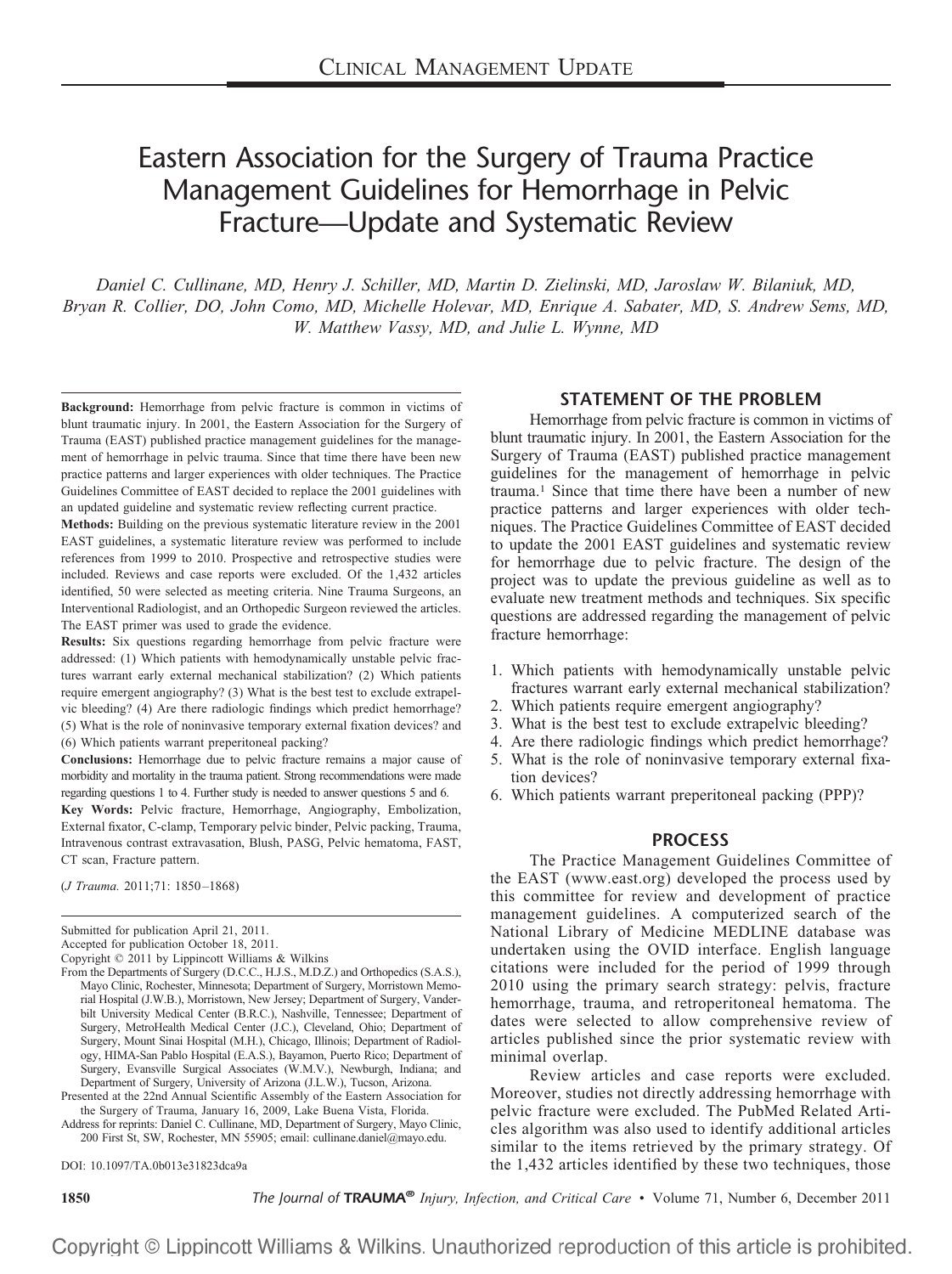CLINICAL MANAGEMENT UPDATE

# Eastern Association for the Surgery of Trauma Practice Management Guidelines for Hemorrhage in Pelvic Fracture—Update and Systematic Review

*Daniel C. Cullinane, MD, Henry J. Schiller, MD, Martin D. Zielinski, MD, Jaroslaw W. Bilaniuk, MD, Bryan R. Collier, DO, John Como, MD, Michelle Holevar, MD, Enrique A. Sabater, MD, S. Andrew Sems, MD, W. Matthew Vassy, MD, and Julie L. Wynne, MD*

**Background:** Hemorrhage from pelvic fracture is common in victims of blunt traumatic injury. In 2001, the Eastern Association for the Surgery of Trauma (EAST) published practice management guidelines for the management of hemorrhage in pelvic trauma. Since that time there have been new practice patterns and larger experiences with older techniques. The Practice Guidelines Committee of EAST decided to replace the 2001 guidelines with an updated guideline and systematic review reflecting current practice.

**Methods:** Building on the previous systematic literature review in the 2001 EAST guidelines, a systematic literature review was performed to include references from 1999 to 2010. Prospective and retrospective studies were included. Reviews and case reports were excluded. Of the 1,432 articles identified, 50 were selected as meeting criteria. Nine Trauma Surgeons, an Interventional Radiologist, and an Orthopedic Surgeon reviewed the articles. The EAST primer was used to grade the evidence.

**Results:** Six questions regarding hemorrhage from pelvic fracture were addressed: (1) Which patients with hemodynamically unstable pelvic fractures warrant early external mechanical stabilization? (2) Which patients require emergent angiography? (3) What is the best test to exclude extrapelvic bleeding? (4) Are there radiologic findings which predict hemorrhage? (5) What is the role of noninvasive temporary external fixation devices? and (6) Which patients warrant preperitoneal packing?

**Conclusions:** Hemorrhage due to pelvic fracture remains a major cause of morbidity and mortality in the trauma patient. Strong recommendations were made regarding questions 1 to 4. Further study is needed to answer questions 5 and 6.

**Key Words:** Pelvic fracture, Hemorrhage, Angiography, Embolization, External fixator, C-clamp, Temporary pelvic binder, Pelvic packing, Trauma, Intravenous contrast extravasation, Blush, PASG, Pelvic hematoma, FAST, CT scan, Fracture pattern.

(*J Trauma.* 2011;71: 1850–1868)

Submitted for publication April 21, 2011.
Accepted for publication October 18, 2011.
Copyright © 2011 by Lippincott Williams & Wilkins
From the Departments of Surgery (D.C.C., H.J.S., M.D.Z.) and Orthopedics (S.A.S.), Mayo Clinic, Rochester, Minnesota; Department of Surgery, Morristown Memorial Hospital (J.W.B.), Morristown, New Jersey; Department of Surgery, Vanderbilt University Medical Center (B.R.C.), Nashville, Tennessee; Department of Surgery, MetroHealth Medical Center (J.C.), Cleveland, Ohio; Department of Surgery, Mount Sinai Hospital (M.H.), Chicago, Illinois; Department of Radiology, HIMA-San Pablo Hospital (E.A.S.), Bayamon, Puerto Rico; Department of Surgery, Evansville Surgical Associates (W.M.V.), Newburgh, Indiana; and Department of Surgery, University of Arizona (J.L.W.), Tucson, Arizona.
Presented at the 22nd Annual Scientific Assembly of the Eastern Association for the Surgery of Trauma, January 16, 2009, Lake Buena Vista, Florida.
Address for reprints: Daniel C. Cullinane, MD, Department of Surgery, Mayo Clinic, 200 First St, SW, Rochester, MN 55905; email: cullinane.daniel@mayo.edu.

DOI: 10.1097/TA.0b013e31823dca9a

## STATEMENT OF THE PROBLEM

Hemorrhage from pelvic fracture is common in victims of blunt traumatic injury. In 2001, the Eastern Association for the Surgery of Trauma (EAST) published practice management guidelines for the management of hemorrhage in pelvic trauma.[1] Since that time there have been a number of new practice patterns and larger experiences with older techniques. The Practice Guidelines Committee of EAST decided to update the 2001 EAST guidelines and systematic review for hemorrhage due to pelvic fracture. The design of the project was to update the previous guideline as well as to evaluate new treatment methods and techniques. Six specific questions are addressed regarding the management of pelvic fracture hemorrhage:

1. Which patients with hemodynamically unstable pelvic fractures warrant early external mechanical stabilization?
2. Which patients require emergent angiography?
3. What is the best test to exclude extrapelvic bleeding?
4. Are there radiologic findings which predict hemorrhage?
5. What is the role of noninvasive temporary external fixation devices?
6. Which patients warrant preperitoneal packing (PPP)?

## PROCESS

The Practice Management Guidelines Committee of the EAST (www.east.org) developed the process used by this committee for review and development of practice management guidelines. A computerized search of the National Library of Medicine MEDLINE database was undertaken using the OVID interface. English language citations were included for the period of 1999 through 2010 using the primary search strategy: pelvis, fracture hemorrhage, trauma, and retroperitoneal hematoma. The dates were selected to allow comprehensive review of articles published since the prior systematic review with minimal overlap.

Review articles and case reports were excluded. Moreover, studies not directly addressing hemorrhage with pelvic fracture were excluded. The PubMed Related Articles algorithm was also used to identify additional articles similar to the items retrieved by the primary strategy. Of the 1,432 articles identified by these two techniques, those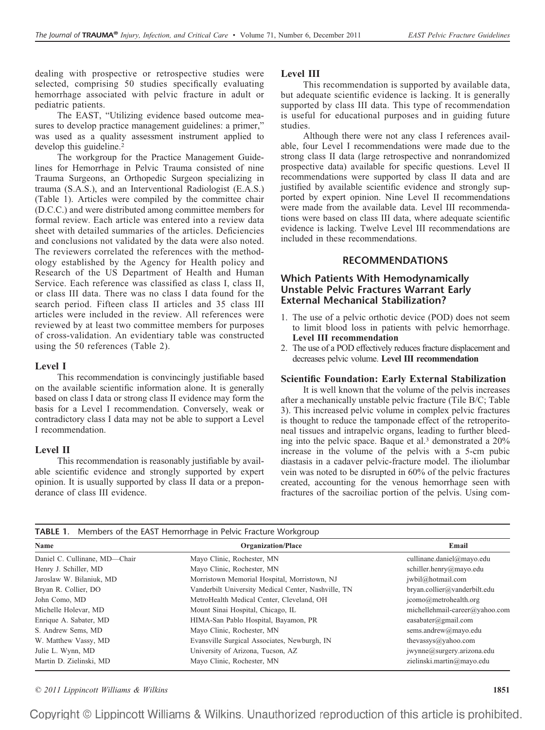dealing with prospective or retrospective studies were selected, comprising 50 studies specifically evaluating hemorrhage associated with pelvic fracture in adult or pediatric patients.

The EAST, "Utilizing evidence based outcome measures to develop practice management guidelines: a primer," was used as a quality assessment instrument applied to develop this guideline.[2]

The workgroup for the Practice Management Guidelines for Hemorrhage in Pelvic Trauma consisted of nine Trauma Surgeons, an Orthopedic Surgeon specializing in trauma (S.A.S.), and an Interventional Radiologist (E.A.S.) (Table 1). Articles were compiled by the committee chair (D.C.C.) and were distributed among committee members for formal review. Each article was entered into a review data sheet with detailed summaries of the articles. Deficiencies and conclusions not validated by the data were also noted. The reviewers correlated the references with the methodology established by the Agency for Health policy and Research of the US Department of Health and Human Service. Each reference was classified as class I, class II, or class III data. There was no class I data found for the search period. Fifteen class II articles and 35 class III articles were included in the review. All references were reviewed by at least two committee members for purposes of cross-validation. An evidentiary table was constructed using the 50 references (Table 2).

### Level I

This recommendation is convincingly justifiable based on the available scientific information alone. It is generally based on class I data or strong class II evidence may form the basis for a Level I recommendation. Conversely, weak or contradictory class I data may not be able to support a Level I recommendation.

### Level II

This recommendation is reasonably justifiable by available scientific evidence and strongly supported by expert opinion. It is usually supported by class II data or a preponderance of class III evidence.

### Level III

This recommendation is supported by available data, but adequate scientific evidence is lacking. It is generally supported by class III data. This type of recommendation is useful for educational purposes and in guiding future studies.

Although there were not any class I references available, four Level I recommendations were made due to the strong class II data (large retrospective and nonrandomized prospective data) available for specific questions. Level II recommendations were supported by class II data and are justified by available scientific evidence and strongly supported by expert opinion. Nine Level II recommendations were made from the available data. Level III recommendations were based on class III data, where adequate scientific evidence is lacking. Twelve Level III recommendations are included in these recommendations.

## RECOMMENDATIONS

### Which Patients With Hemodynamically Unstable Pelvic Fractures Warrant Early External Mechanical Stabilization?

1. The use of a pelvic orthotic device (POD) does not seem to limit blood loss in patients with pelvic hemorrhage. **Level III recommendation**
2. The use of a POD effectively reduces fracture displacement and decreases pelvic volume. **Level III recommendation**

### Scientific Foundation: Early External Stabilization

It is well known that the volume of the pelvis increases after a mechanically unstable pelvic fracture (Tile B/C; Table 3). This increased pelvic volume in complex pelvic fractures is thought to reduce the tamponade effect of the retroperitoneal tissues and intrapelvic organs, leading to further bleeding into the pelvic space. Baque et al.[3] demonstrated a 20% increase in the volume of the pelvis with a 5-cm pubic diastasis in a cadaver pelvic-fracture model. The iliolumbar vein was noted to be disrupted in 60% of the pelvic fractures created, accounting for the venous hemorrhage seen with fractures of the sacroiliac portion of the pelvis. Using com-

**TABLE 1.** Members of the EAST Hemorrhage in Pelvic Fracture Workgroup

| Name | Organization/Place | Email |
|---|---|---|
| Daniel C. Cullinane, MD—Chair | Mayo Clinic, Rochester, MN | cullinane.daniel@mayo.edu |
| Henry J. Schiller, MD | Mayo Clinic, Rochester, MN | schiller.henry@mayo.edu |
| Jaroslaw W. Bilaniuk, MD | Morristown Memorial Hospital, Morristown, NJ | jwbil@hotmail.com |
| Bryan R. Collier, DO | Vanderbilt University Medical Center, Nashville, TN | bryan.collier@vanderbilt.edu |
| John Como, MD | MetroHealth Medical Center, Cleveland, OH | jcomo@metrohealth.org |
| Michelle Holevar, MD | Mount Sinai Hospital, Chicago, IL | michellehmail-career@yahoo.com |
| Enrique A. Sabater, MD | HIMA-San Pablo Hospital, Bayamon, PR | easabater@gmail.com |
| S. Andrew Sems, MD | Mayo Clinic, Rochester, MN | sems.andrew@mayo.edu |
| W. Matthew Vassy, MD | Evansville Surgical Associates, Newburgh, IN | thevassys@yahoo.com |
| Julie L. Wynn, MD | University of Arizona, Tucson, AZ | jwynne@surgery.arizona.edu |
| Martin D. Zielinski, MD | Mayo Clinic, Rochester, MN | zielinski.martin@mayo.edu |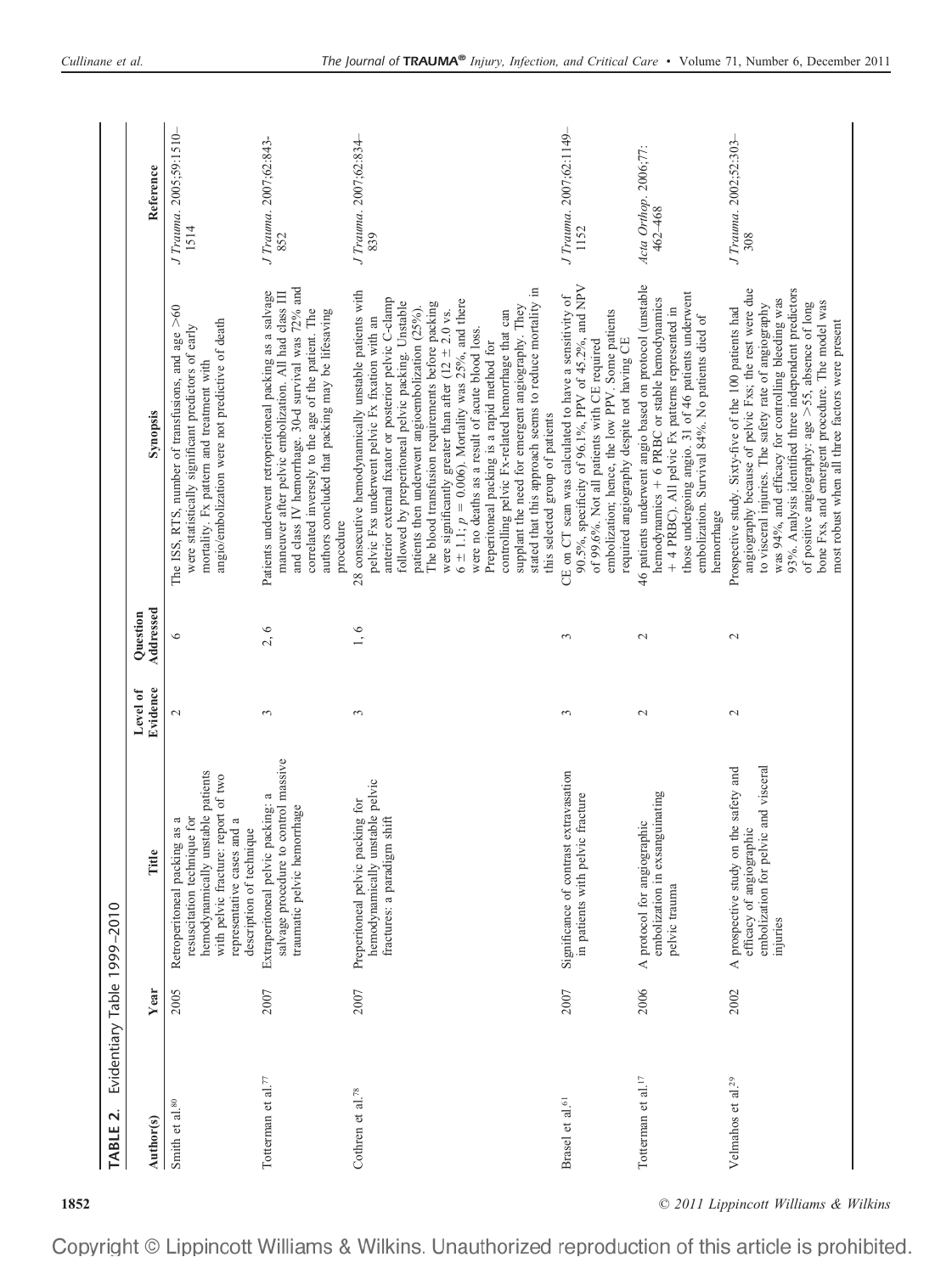**TABLE 2.** Evidentiary Table 1999–2010

| Author(s) | Year | Title | Level of Evidence | Question Addressed | Synopsis | Reference |
|---|---|---|---|---|---|---|
| Smith et al.[80] | 2005 | Retroperitoneal packing as a resuscitation technique for hemodynamically unstable patients with pelvic fracture: report of two representative cases and a description of technique | 2 | 6 | The ISS, RTS, number of transfusions, and age >60 were statistically significant predictors of early mortality. Fx pattern and treatment with angio/embolization were not predictive of death | *J Trauma*. 2005;59:1510–1514 |
| Totterman et al.[77] | 2007 | Extraperitoneal pelvic packing: a salvage procedure to control massive traumatic pelvic hemorrhage | 3 | 2, 6 | Patients underwent retroperitoneal packing as a salvage maneuver after pelvic embolization. All had class III and class IV hemorrhage. 30-d survival was 72% and correlated inversely to the age of the patient. The authors concluded that packing may be lifesaving procedure | *J Trauma*. 2007;62:843-852 |
| Cothren et al.[78] | 2007 | Preperitoneal pelvic packing for hemodynamically unstable pelvic fractures: a paradigm shift | 3 | 1, 6 | 28 consecutive hemodynamically unstable patients with pelvic Fxs underwent pelvic Fx fixation with an anterior external fixator or posterior pelvic C-clamp followed by preperitoneal pelvic packing. Unstable patients then underwent angioembolization (25%). The blood transfusion requirements before packing were significantly greater than after (12 ± 2.0 vs. 6 ± 1.1; $p = 0.006$). Mortality was 25%, and there were no deaths as a result of acute blood loss. Preperitoneal packing is a rapid method for controlling pelvic Fx-related hemorrhage that can supplant the need for emergent angiography. They stated that this approach seems to reduce mortality in this selected group of patients | *J Trauma*. 2007;62:834–839 |
| Brasel et al.[61] | 2007 | Significance of contrast extravasation in patients with pelvic fracture | 3 | 3 | CE on CT scan was calculated to have a sensitivity of 90.5%, specificity of 96.1%, PPV of 45.2%, and NPV of 99.6%. Not all patients with CE required embolization; hence, the low PPV. Some patients required angiography despite not having CE | *J Trauma*. 2007;62:1149–1152 |
| Totterman et al.[17] | 2006 | A protocol for angiographic embolization in exsanguinating pelvic trauma | 2 | 2 | 46 patients underwent angio based on protocol (unstable hemodynamics + 6 PRBC or stable hemodynamics + 4 PRBC). All pelvic Fx patterns represented in those undergoing angio. 31 of 46 patients underwent embolization. Survival 84%. No patients died of hemorrhage | *Acta Orthop*. 2006;77:462–468 |
| Velmahos et al.[29] | 2002 | A prospective study on the safety and efficacy of angiographic embolization for pelvic and visceral injuries | 2 | 2 | Prospective study. Sixty-five of the 100 patients had angiography because of pelvic Fxs; the rest were due to visceral injuries. The safety rate of angiography was 94%, and efficacy for controlling bleeding was 93%. Analysis identified three independent predictors of positive angiography: age >55, absence of long bone Fxs, and emergent procedure. The model was most robust when all three factors were present | *J Trauma*. 2002;52:303–308 |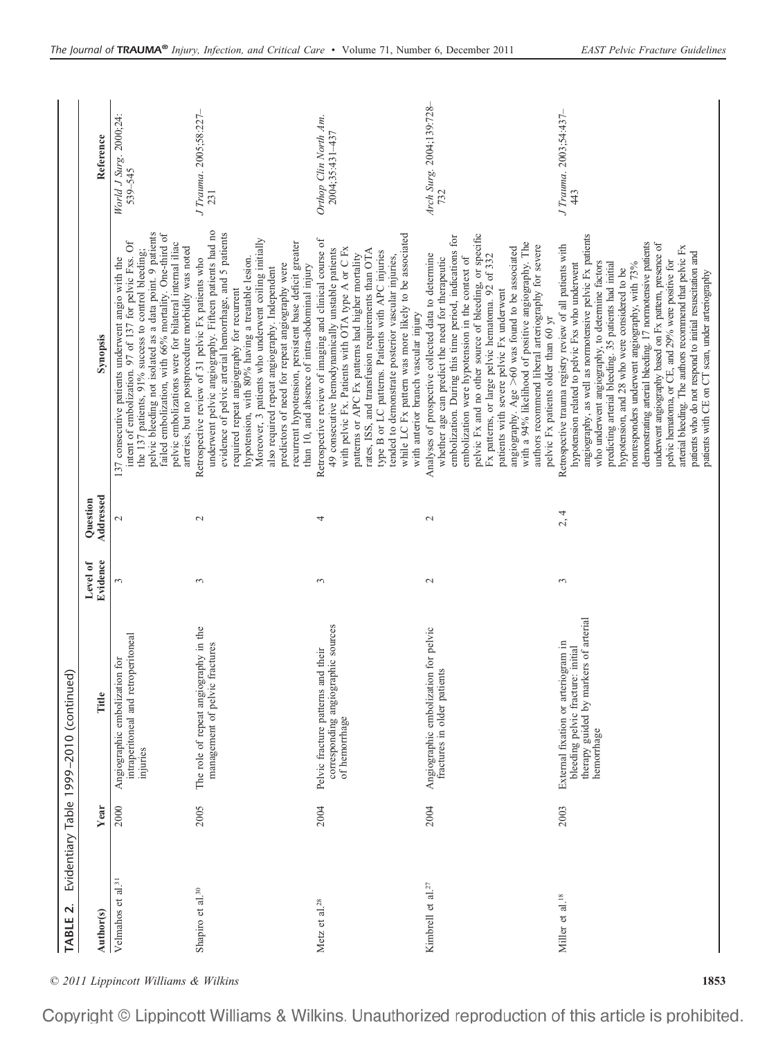**TABLE 2.** Evidentiary Table 1999–2010 (continued)

| Author(s) | Year | Title | Level of Evidence | Question Addressed | Synopsis | Reference |
|---|---|---|---|---|---|---|
| Velmahos et al.[31] | 2000 | Angiographic embolization for intraperitoneal and retroperitoneal injuries | 3 | 2 | 137 consecutive patients underwent angio with the intent of embolization. 97 of 137 for pelvic Fxs. Of the 137 patients, 91% success to control bleeding; pelvic bleeding not isolated as a data point. 9 patients failed embolization, with 66% mortality. One-third of pelvic embolizations were for bilateral internal iliac arteries, but no postprocedure morbidity was noted | *World J Surg.* 2000;24: 539–545 |
| Shapiro et al.[30] | 2005 | The role of repeat angiography in the management of pelvic fractures | 3 | 2 | Retrospective review of 31 pelvic Fx patients who underwent pelvic angiography. Fifteen patients had no evidence of pelvic arterial hemorrhage, and 5 patients required repeat angiography for recurrent hypotension, with 80% having a treatable lesion. Moreover, 3 patients who underwent coiling initially also required repeat angiography. Independent predictors of need for repeat angiography were recurrent hypotension, persistent base deficit greater than 10, and absence of intra-abdominal injury | *J Trauma.* 2005;58:227–231 |
| Metz et al.[28] | 2004 | Pelvic fracture patterns and their corresponding angiographic sources of hemorrhage | 3 | 4 | Retrospective review of imaging and clinical course of 49 consecutive hemodynamically unstable patients with pelvic Fx. Patients with OTA type A or C Fx patterns or APC Fx patterns had higher mortality rates, ISS, and transfusion requirements than OTA type B or LC patterns. Patients with APC injuries tended to demonstrate posterior vascular injuries, while LC Fx pattern was more likely to be associated with anterior branch vascular injury | *Orthop Clin North Am.* 2004;35:431–437 |
| Kimbrell et al.[27] | 2004 | Angiographic embolization for pelvic fractures in older patients | 2 | 2 | Analyses of prospective collected data to determine whether age can predict the need for therapeutic embolization. During this time period, indications for embolization were hypotension in the context of pelvic Fx and no other source of bleeding, or specific Fx patterns, or large pelvic hematoma. 92 of 332 patients with severe pelvic Fx underwent angiography. Age >60 was found to be associated with a 94% likelihood of positive angiography. The authors recommend liberal arteriography for severe pelvic Fx patients older than 60 yr | *Arch Surg.* 2004;139:728–732 |
| Miller et al.[18] | 2003 | External fixation or arteriogram in bleeding pelvic fracture: initial therapy guided by markers of arterial hemorrhage | 3 | 2, 4 | Retrospective trauma registry review of all patients with hypotension related to pelvic Fxs who underwent angiography, as well as normotensive pelvic Fx patients who underwent angiography to determine factors predicting arterial bleeding. 35 patients had initial hypotension, and 28 who were considered to be nonresponders underwent angiography, with 73% demonstrating arterial bleeding. 17 normotensive patients underwent angiography based on Fx pattern, presence of pelvic hematoma, or CE, and 29% were positive for arterial bleeding. The authors recommend that pelvic Fx patients who do not respond to initial resuscitation and patients with CE on CT scan, under arteriography | *J Trauma.* 2003;54:437–443 |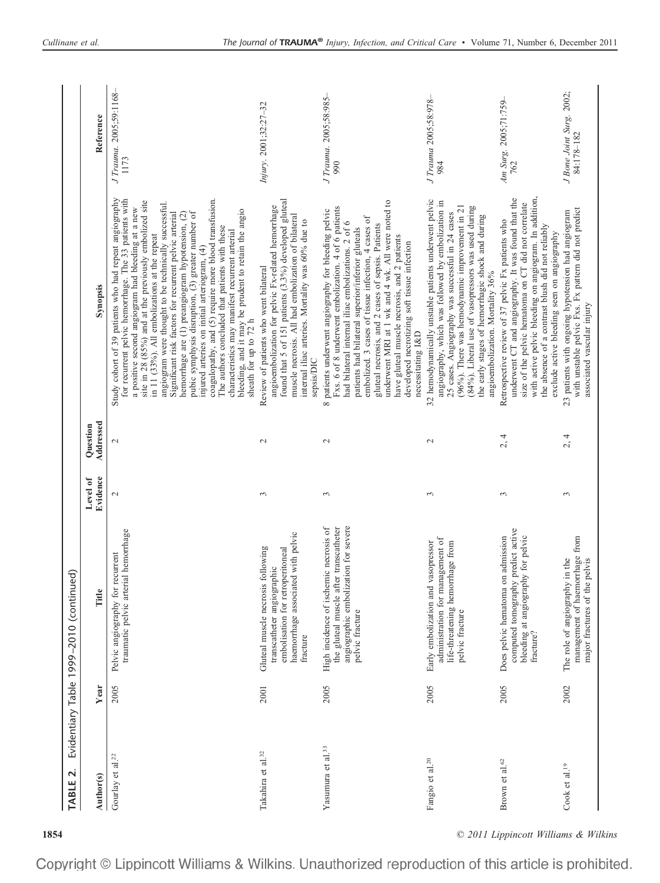**TABLE 2.** Evidentiary Table 1999–2010 (continued)

| Author(s) | Year | Title | Level of Evidence | Question Addressed | Synopsis | Reference |
|---|---|---|---|---|---|---|
| Gourlay et al.[22] | 2005 | Pelvic angiography for recurrent traumatic pelvic arterial hemorrhage | 2 | 2 | Study cohort of 39 patients who had repeat angiography for recurrent pelvic hemorrhage. The 33 patients with a positive second angiogram had bleeding at a new site in 28 (85%) and at the previously embolized site in 11 (33%). All embolizations at the repeat angiogram were thought to be technically successful. Significant risk factors for recurrent pelvic arterial hemorrhage are (1) preangiogram hypotension, (2) pubic symphysis disruption, (3) greater number of injured arteries on initial arteriogram, (4) coagulopathy, and (5) require more blood transfusion. The authors concluded that patients with these characteristics may manifest recurrent arterial bleeding, and it may be prudent to retain the angio sheath for up to 72 h | *J Trauma*. 2005;59:1168–1173 |
| Takahira et al.[32] | 2001 | Gluteal muscle necrosis following transcatheter angiographic embolisation for retroperitoneal haemorrhage associated with pelvic fracture | 3 | 2 | Review of patients who went bilateral angioembolization for pelvic Fx-related hemorrhage found that 5 of 151 patients (3.3%) developed gluteal muscle necrosis. All had embolization of bilateral internal iliac arteries. Mortality was 60% due to sepsis/DIC | *Injury*. 2001;32:27–32 |
| Yasumura et al.[33] | 2005 | High incidence of ischemic necrosis of the gluteal muscle after transcatheter angiographic embolization for severe pelvic fracture | 3 | 2 | 8 patients underwent angiography for bleeding pelvic Fxs. 6 of 8 underwent embolization. 4 of 6 patients had bilateral internal iliac embolizations. 2 of 6 patients had bilateral superior/inferior gluteals embolized. 3 cases of tissue infection, 4 cases of gluteal necrosis, and 2 cases of sepsis. Patients underwent MRI at 1 wk and 4 wk. All were noted to have gluteal muscle necrosis, and 2 patients developed necrotizing soft tissue infection necessitating I&D | *J Trauma*. 2005;58:985–990 |
| Fangio et al.[20] | 2005 | Early embolization and vasopressor administration for management of life-threatening hemorrhage from pelvic fracture | 3 | 2 | 32 hemodynamically unstable patients underwent pelvic angiography, which was followed by embolization in 25 cases. Angiography was successful in 24 cases (96%). There was hemodynamic improvement in 21 (84%). Liberal use of vasopressors was used during the early stages of hemorrhagic shock and during angioembolization. Mortality 36% | *J Trauma* 2005;58:978–984 |
| Brown et al.[62] | 2005 | Does pelvic hematoma on admission computed tomography predict active bleeding at angiography for pelvic fracture? | 3 | 2, 4 | Retrospective review of 37 pelvic Fx patients who underwent CT and angiography. It was found that the size of the pelvic hematoma on CT did not correlate with active pelvic bleeding on angiogram. In addition, the absence of a contrast blush did not reliably exclude active bleeding seen on angiography | *Am Surg*. 2005;71:759–762 |
| Cook et al.[19] | 2002 | The role of angiography in the management of haemorrhage from major fractures of the pelvis | 3 | 2, 4 | 23 patients with ongoing hypotension had angiogram with unstable pelvic Fxs. Fx pattern did not predict associated vascular injury | *J Bone Joint Surg*. 2002;84:178–182 |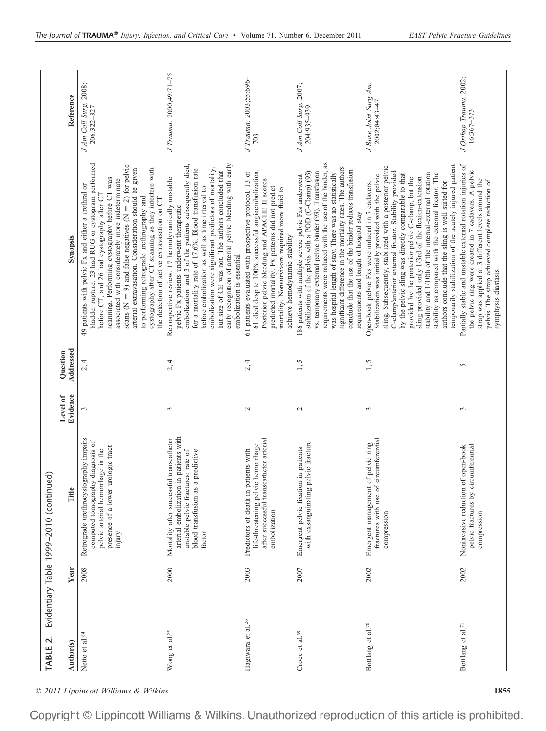**TABLE 2.** Evidentiary Table 1999–2010 (continued)

| Author(s) | Year | Title | Level of Evidence | Question Addressed | Synopsis | Reference |
|---|---|---|---|---|---|---|
| Netto et al.[64] | 2008 | Retrograde urethrocystography impairs computed tomography diagnosis of pelvic arterial hemorrhage in the presence of a lower urologic tract injury | 3 | 2, 4 | 49 patients with pelvic Fx and either a urethral or bladder rupture. 23 had RUG or cystogram performed before CT, and 26 had cystography after CT scanning. Performing cystography before CT was associated with considerately more indeterminate scans (N = 9) and false negatives (N = 2) for pelvic arterial extravasation. Consideration should be given to performing retrograde urethrography and cystography after CT scanning as they interfere with the detection of active extravasation on CT | *J Am Coll Surg.* 2008; 206:322–327 |
| Wong et al.[25] | 2000 | Mortality after successful transcatheter arterial embolization in patients with unstable pelvic fractures: rate of blood transfusion as a predictive factor | 3 | 2, 4 | Retrospective review. 17 hemodynamically unstable pelvic Fx patients underwent therapeutic embolization, and 3 of the patients subsequently died, for a mortality rate of 17.6%. Blood transfusion rate before embolization as well as time interval to embolization were significant predictors of mortality, but size of CE was not. The authors concluded that early recognition of arterial pelvic bleeding with early embolization is essential | *J Trauma.* 2000;49:71–75 |
| Hagiwara et al.[26] | 2003 | Predictors of death in patients with life-threatening pelvic hemorrhage after successful transcatheter arterial embolization | 2 | 2, 4 | 61 patients evaluated with prospective protocol. 13 of 61 died despite 100% successful angioembolization. Posterior pelvic bleeding and APACHE II scores predicted mortality. Fx patterns did not predict mortality. Nonsurvivors required more fluid to achieve hemodynamic stability | *J Trauma.* 2003;55:696–703 |
| Croce et al.[69] | 2007 | Emergent pelvic fixation in patients with exsanguinating pelvic fracture | 2 | 1, 5 | 186 patients with multiple severe pelvic Fxs underwent stabilization of the pelvis with a POD (C-Clamp) (93) vs. temporary external pelvic binder (93). Transfusion requirements were reduced with the use of the binder, as was hospital length of stay. There was no statistically significant difference in the mortality rates. The authors conclude that the use of the binder reduces transfusion requirements and length of hospital stay | *J Am Coll Surg.* 2007; 204:935–939 |
| Bottlang et al.[70] | 2002 | Emergent management of pelvic ring fractures with use of circumferential compression | 3 | 1, 5 | Open-book pelvic Fxs were induced in 7 cadavers. Stabilization was initially provided with the pelvic sling. Subsequently, stabilized with a posterior pelvic C-clamp/anterior external fixator. Stability provided by the pelvic sling was directly comparable to that provided by the posterior pelvic C-clamp, but the sling provided only 1/3rd of the flexion-extension stability and 1/10th of the internal-external rotation stability as compared with the external fixator. The authors conclude that the sling is well suited for temporarily stabilization of the acutely injured patient | *J Bone Joint Surg Am.* 2002;84:43–47 |
| Bottlang et al.[71] | 2002 | Noninvasive reduction of open-book pelvic fractures by circumferential compression | 3 | 5 | Partially stable and unstable external rotation injuries of the pelvic ring were created in 7 cadavers. A pelvic strap was applied at 3 different levels around the pelvis. The strap achieved complete reduction of symphysis diastasis | *J Orthop Trauma.* 2002; 16:367–373 |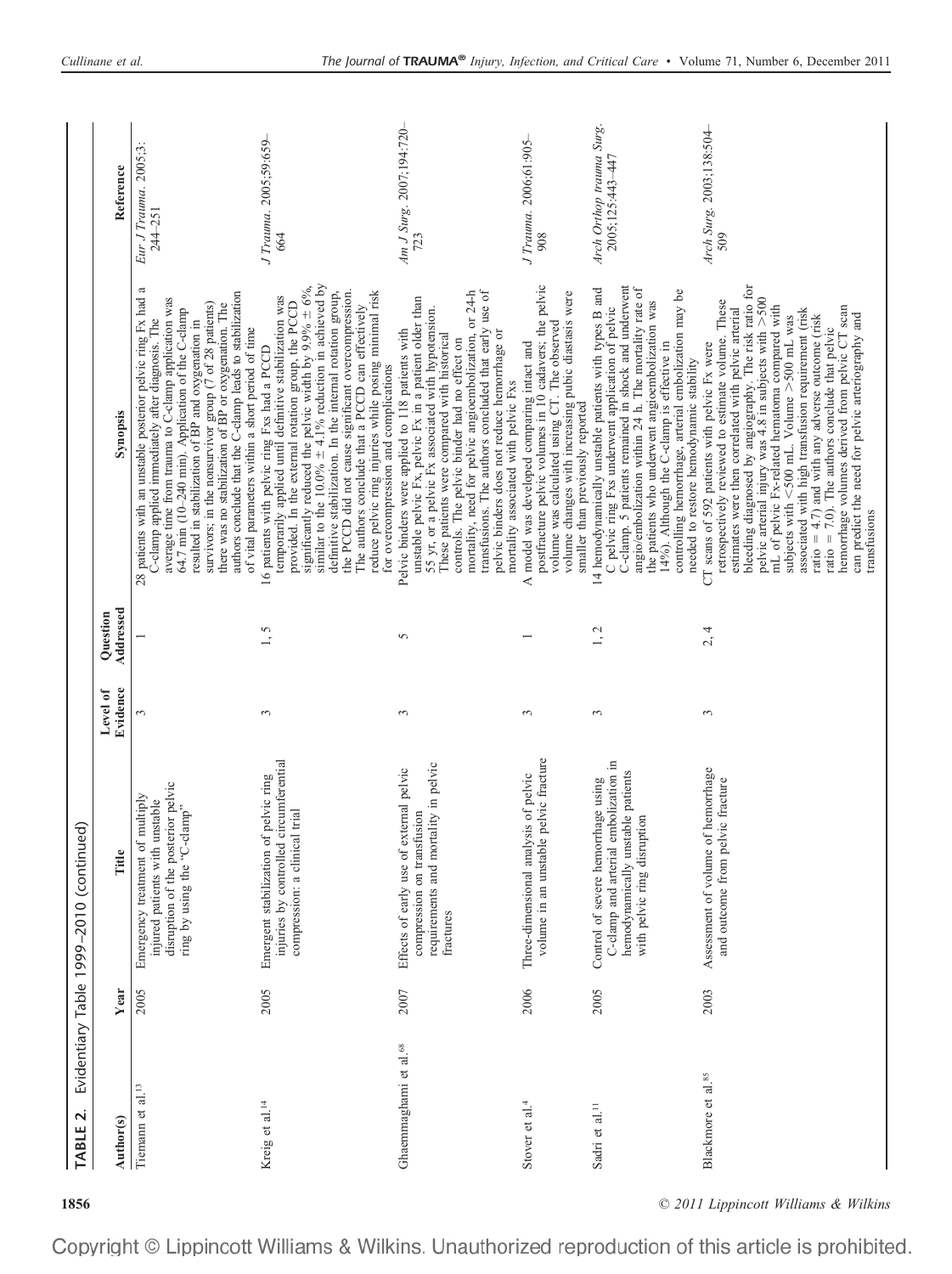**TABLE 2.** Evidentiary Table 1999–2010 (continued)

| Author(s) | Year | Title | Level of Evidence | Question Addressed | Synopsis | Reference |
|---|---|---|---|---|---|---|
| Tiemann et al.[13] | 2005 | Emergency treatment of multiply injured patients with unstable disruption of the posterior pelvic ring by using the "C-clamp" | 3 | 1 | 28 patients with an unstable posterior pelvic ring Fx had a C-clamp applied immediately after diagnosis. The average time from trauma to C-clamp application was 64.7 min (10–240 min). Application of the C-clamp resulted in stabilization of BP and oxygenation in survivors; in the nonsurvivor group (7 of 28 patients) there was no stabilization of BP or oxygenation. The authors conclude that the C-clamp leads to stabilization of vital parameters within a short period of time | *Eur J Trauma*. 2005;3:244–251 |
| Kreig et al.[14] | 2005 | Emergent stabilization of pelvic ring injuries by controlled circumferential compression: a clinical trial | 3 | 1, 5 | 16 patients with pelvic ring Fxs had a PCCD temporarily applied until definitive stabilization was provided. In the external rotation group, the PCCD significantly reduced the pelvic width by 9.9% ± 6%, similar to the 10.0% ± 4.1% reduction in achieved by definitive stabilization. In the internal rotation group, the PCCD did not cause significant overcompression. The authors conclude that a PCCD can effectively reduce pelvic ring injuries while posing minimal risk for overcompression and complications | *J Trauma*. 2005;59:659–664 |
| Ghaemmaghami et al.[68] | 2007 | Effects of early use of external pelvic compression on transfusion requirements and mortality in pelvic fractures | 3 | 5 | Pelvic binders were applied to 118 patients with unstable pelvic Fx, pelvic Fx in a patient older than 55 yr, or a pelvic Fx associated with hypotension. These patients were compared with historical controls. The pelvic binder had no effect on mortality, need for pelvic angioembolization, or 24-h transfusions. The authors concluded that early use of pelvic binders does not reduce hemorrhage or mortality associated with pelvic Fxs | *Am J Surg*. 2007;194:720–723 |
| Stover et al.[4] | 2006 | Three-dimensional analysis of pelvic volume in an unstable pelvic fracture | 3 | 1 | A model was developed comparing intact and postfracture pelvic volumes in 10 cadavers; the pelvic volume was calculated using CT. The observed volume changes with increasing pubic diastasis were smaller than previously reported | *J Trauma*. 2006;61:905–908 |
| Sadri et al.[11] | 2005 | Control of severe hemorrhage using C-clamp and arterial embolization in hemodynamically unstable patients with pelvic ring disruption | 3 | 1, 2 | 14 hemodynamically unstable patients with types B and C pelvic ring Fxs underwent application of pelvic C-clamp. 5 patients remained in shock and underwent angio/embolization within 24 h. The mortality rate of the patients who underwent angioembolization was 14%). Although the C-clamp is effective in controlling hemorrhage, arterial embolization may be needed to restore hemodynamic stability | *Arch Orthop trauma Surg*. 2005;125:443–447 |
| Blackmore et al.[85] | 2003 | Assessment of volume of hemorrhage and outcome from pelvic fracture | 3 | 2, 4 | CT scans of 592 patients with pelvic Fx were retrospectively reviewed to estimate volume. These estimates were then correlated with pelvic arterial bleeding diagnosed by angiography. The risk ratio for pelvic arterial injury was 4.8 in subjects with >500 mL of pelvic Fx-related hematoma compared with subjects with <500 mL. Volume >500 mL was associated with high transfusion requirement (risk ratio = 4.7) and with any adverse outcome (risk ratio = 7.0). The authors conclude that pelvic hemorrhage volumes derived from pelvic CT scan can predict the need for pelvic arteriography and transfusions | *Arch Surg*. 2003;138:504–509 |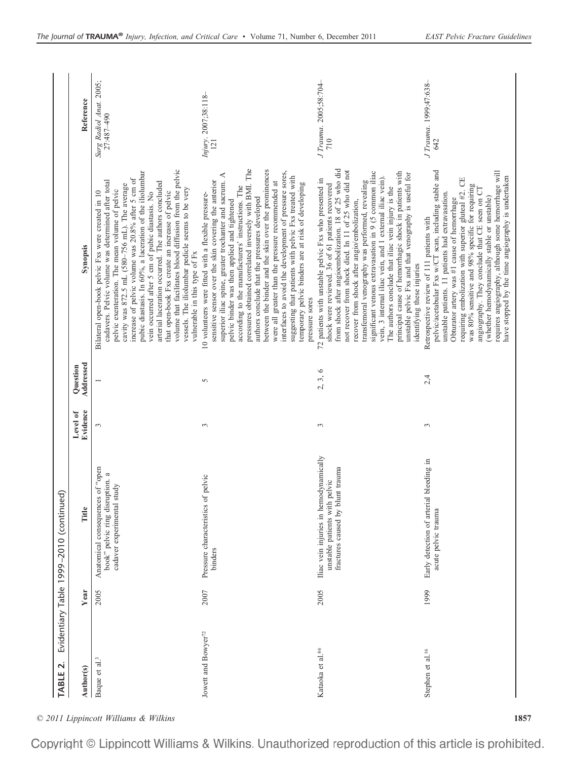**TABLE 2.** Evidentiary Table 1999–2010 (continued)

| Author(s) | Year | Title | Level of Evidence | Question Addressed | Synopsis | Reference |
|---|---|---|---|---|---|---|
| Baque et al.[3] | 2005 | Anatomical consequences of "open book" pelvic ring disruption. a cadaver experimental study | 3 | 1 | Bilateral open-book pelvic Fxs were created in 10 cadavers. Pelvic volume was determined after total pelvic exenteration. The mean volume of pelvic cavity was 872.5 mL (580–756 mL). The average increase of pelvic volume was 20.8% after 5 cm of pubic diastasis. In 60%, a laceration of the iliolumbar vein occurred after 5 cm of pubic diastasis. No arterial laceration occurred. The authors concluded that open-book Fxs create an increase of pelvic volume that facilitates blood diffusion from the pelvic vessels. The iliolumbar pedicle seems to be very vulnerable in this type of Fx | *Surg Radiol Anat.* 2005; 27:487–490 |
| Jowett and Bowyer[72] | 2007 | Pressure characteristics of pelvic binders | 3 | 5 | 10 volunteers were fitted with a flexible pressure-sensitive sensor over the skin covering the anterior superior iliac spine, greater trochanter and sacrum. A pelvic binder was then applied and tightened according to the manufacturers' instructions. The authors conclude that the pressures developed pressures obtained correlated inversely with BMI. The between the binder and the skin over the prominences were all greater than the pressure recommended at interfaces to avoid the development of pressure sores, suggesting that patients with pelvic Fxs treated with temporary pelvic binders are at risk of developing pressure sores | *Injury.* 2007;38:118–121 |
| Kataoka et al.[86] | 2005 | Iliac vein injuries in hemodynamically unstable patients with pelvic fractures caused by blunt trauma | 3 | 2, 3, 6 | 72 patients with unstable pelvic Fxs who presented in shock were reviewed. 36 of 61 patients recovered from shock after angioembolization. 18 of 25 who did not recover from shock died. In 11 of 25 who did not recover from shock after angio/embolization, transfemoral venography was performed, revealing significant venous extravasation in 9 (5 common iliac vein, 3 internal iliac vein, and 1 external iliac vein). The authors conclude that iliac vein injury is the principal cause of hemorrhagic shock in patients with unstable pelvic Fxs and that venography is useful for identifying these injuries | *J Trauma.* 2005;58:704–710 |
| Stephen et al.[16] | 1999 | Early detection of arterial bleeding in acute pelvic trauma | 3 | 2,4 | Retrospective review of 111 patients with pelvic/acetabular Fxs w/CT scan, including stable and unstable patients. 11 patients had extravasation. Obturator artery was #1 cause of hemorrhage requiring embolization with superior gluteal #2. CE was 80% sensitive and 98% specific for requiring angiography. They conclude that CE seen on CT (whether hemodynamically stable or unstable) requires angiography, although some hemorrhage will have stopped by the time angiography is undertaken | *J Trauma.* 1999;47:638–642 |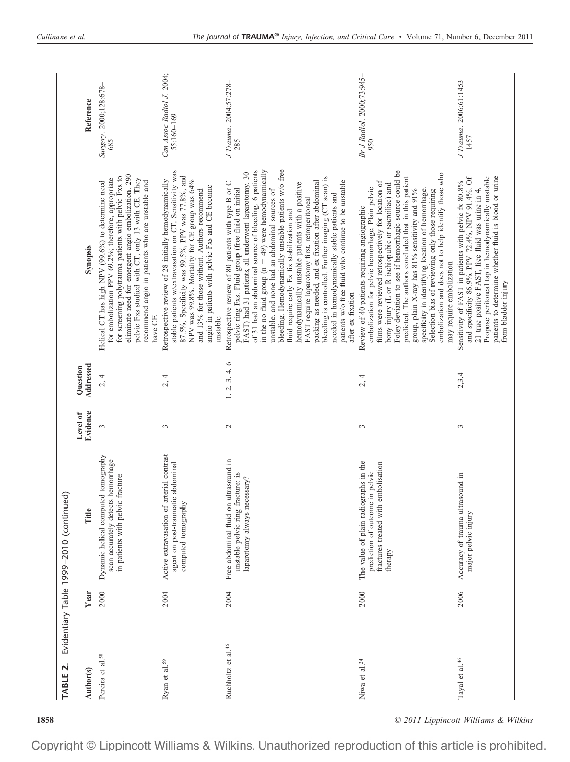**TABLE 2.** Evidentiary Table 1999–2010 (continued)

| Author(s) | Year | Title | Level of Evidence | Question Addressed | Synopsis | Reference |
|---|---|---|---|---|---|---|
| Pereira et al.[58] | 2000 | Dynamic helical computed tomography scan accurately detects hemorrhage in patients with pelvic fracture | 3 | 2, 4 | Helical CT has high NPV (99.6%) to determine need for embolization PPV 69.2%; therefore, appropriate for screening polytrauma patients with pelvic Fxs to eliminate need for emergent angio embolization. 290 pelvic Fxs studied with CT, only 13 with CE. They recommend angio in patients who are unstable and have CE | *Surgery*. 2000;128:678–685 |
| Ryan et al.[59] | 2004 | Active extravasation of arterial contrast agent on post-traumatic abdominal computed tomography | 3 | 2, 4 | Retrospective review of 28 initially hemodynamically stable patients w/extravasation on CT. Sensitivity was 87.5%, Specificity was 99.5%, PPV was 77.8%, and NPV was 99.8%. Mortality for CE group was 64% and 13% for those without. Authors recommend angio in patients with pelvic Fxs and CE become unstable | *Can Assoc Radiol J*. 2004;55:160–169 |
| Ruchholtz et al.[45] | 2004 | Free abdominal fluid on ultrasound in unstable pelvic ring fracture: is laparotomy always necessary? | 2 | 1, 2, 3, 4, 6 | Retrospective review of 80 patients with type B or C pelvic ring Fxs. Fluid group (free fluid on initial FAST) had 31 patients, all underwent laparotomy. 30 of 31 had an abdominal source of bleeding. 6 patients in the no fluid group (n = 49) were hemodynamically unstable, and none had an abdominal sources of bleeding. Hemodynamically unstable patients w/o free fluid require early Ex fix stabilization and hemodynamically unstable patients with a positive FAST require laparotomy first, retroperitoneal packing as needed, and ex fixation after abdominal bleeding is controlled. Further imaging (CT scan) is needed in hemodynamically stable patients and patients w/o free fluid who continue to be unstable after ex fixation | *J Trauma*. 2004;57:278–285 |
| Niwa et al.[24] | 2000 | The value of plain radiographs in the prediction of outcome in pelvic fractures treated with embolisation therapy | 3 | 2, 4 | Review of 40 patients requiring angiographic embolization for pelvic hemorrhage. Plain pelvic films were reviewed retrospectively for location of bony injury (L or R ischiopubic or sacroiliac) and Foley deviation to see if hemorrhagic source could be predicted. The authors concluded that in this patient group, plain X-ray has 81% sensitivity and 91% specificity in identifying location of hemorrhage. Selection bias of reviewing only those requiring embolization and does not to help identify those who may require embolization | *Br J Radiol*. 2000;73:945–950 |
| Tayal et al.[46] | 2006 | Accuracy of trauma ultrasound in major pelvic injury | 3 | 2,3,4 | Sensitivity of FAST in patients with pelvic fx 80.8% and specificity 86.9%, PPV 72.4%, NPV 91.4%. Of 21 true positive FAST, free fluid was urine in 4. Propose peritoneal tap in hemodynamically unstable patients to determine whether fluid is blood or urine from bladder injury | *J Trauma*. 2006;61:1453–1457 |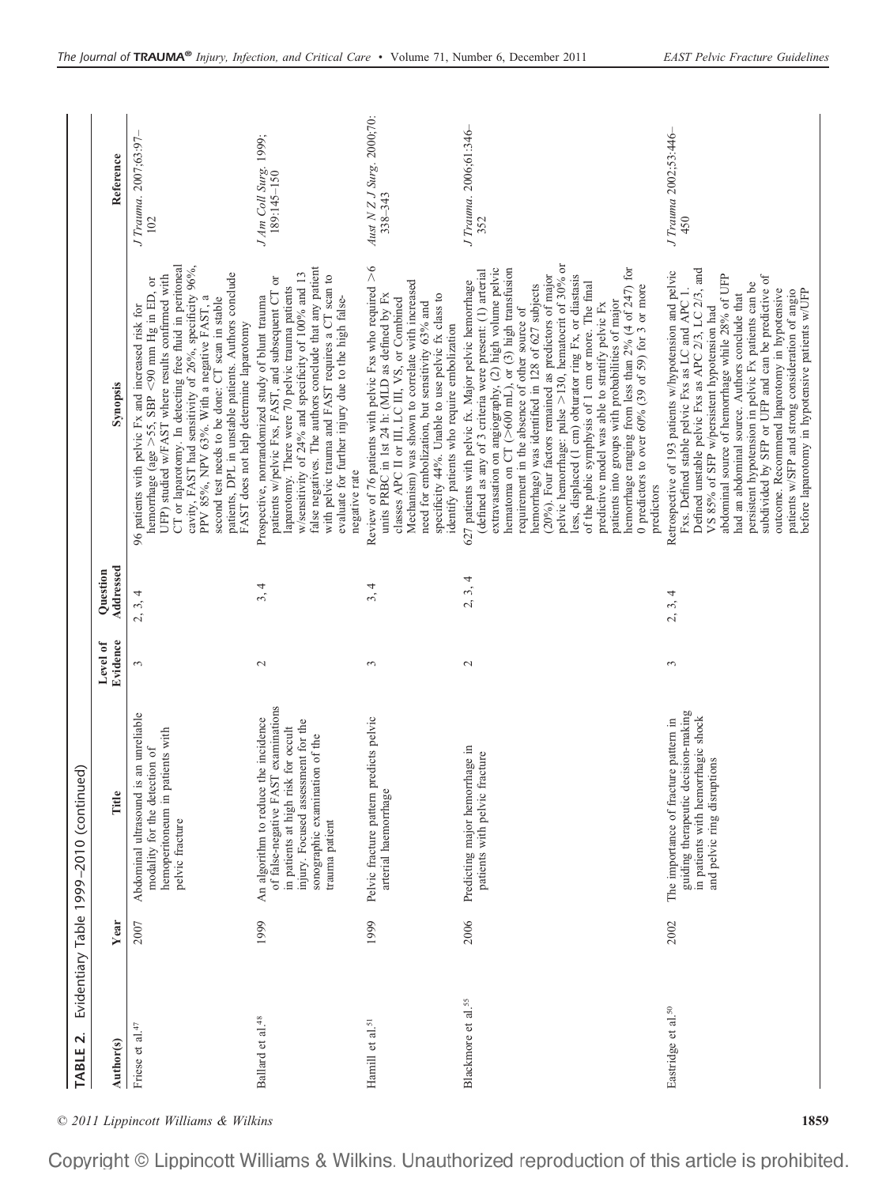**TABLE 2.** Evidentiary Table 1999–2010 (continued)

| Author(s) | Year | Title | Level of Evidence | Question Addressed | Synopsis | Reference |
|---|---|---|---|---|---|---|
| Friese et al.[47] | 2007 | Abdominal ultrasound is an unreliable modality for the detection of hemoperitoneum in patients with pelvic fracture | 3 | 2, 3, 4 | 96 patients with pelvic Fx and increased risk for hemorrhage (age >55, SBP <90 mm Hg in ED, or UFP) studied w/FAST where results confirmed with CT or laparotomy. In detecting free fluid in peritoneal cavity, FAST had sensitivity of 26%, specificity 96%, PPV 85%, NPV 63%. With a negative FAST, a second test needs to be done: CT scan in stable patients, DPL in unstable patients. Authors conclude FAST does not help determine laparotomy | *J Trauma*. 2007;63:97–102 |
| Ballard et al.[48] | 1999 | An algorithm to reduce the incidence of false-negative FAST examinations in patients at high risk for occult injury. Focused assessment for the sonographic examination of the trauma patient | 2 | 3, 4 | Prospective, nonrandomized study of blunt trauma patients w/pelvic Fxs, FAST, and subsequent CT or laparotomy. There were 70 pelvic trauma patients w/sensitivity of 24% and specificity of 100% and 13 false negatives. The authors conclude that any patient with pelvic trauma and FAST requires a CT scan to evaluate for further injury due to the high false-negative rate | *J Am Coll Surg*. 1999;189:145–150 |
| Hamill et al.[51] | 1999 | Pelvic fracture pattern predicts pelvic arterial haemorrhage | 3 | 3, 4 | Review of 76 patients with pelvic Fxs who required >6 units PRBC in 1st 24 h: (MLD as defined by Fx classes APC II or III, LC III, VS, or Combined Mechanism) was shown to correlate with increased need for embolization, but sensitivity 63% and specificity 44%. Unable to use pelvic fx class to identify patients who require embolization | *Aust N Z J Surg*. 2000;70:338–343 |
| Blackmore et al.[55] | 2006 | Predicting major hemorrhage in patients with pelvic fracture | 2 | 2, 3, 4 | 627 patients with pelvic fx. Major pelvic hemorrhage (defined as any of 3 criteria were present: (1) arterial extravasation on angiography, (2) high volume pelvic hematoma on CT (>600 mL), or (3) high transfusion requirement in the absence of other source of hemorrhage) was identified in 128 of 627 subjects (20%). Four factors remained as predictors of major pelvic hemorrhage: pulse >130, hematocrit of 30% or less, displaced (1 cm) obturator ring Fx, or diastasis of the pubic symphysis of 1 cm or more. The final predictive model was able to stratify pelvic Fx patients into groups with probabilities of major hemorrhage ranging from less than 2% (4 of 247) for 0 predictors to over 60% (39 of 59) for 3 or more predictors | *J Trauma*. 2006;61:346–352 |
| Eastridge et al.[50] | 2002 | The importance of fracture pattern in guiding therapeutic decision-making in patients with hemorrhagic shock and pelvic ring disruptions | 3 | 2, 3, 4 | Retrospective of 193 patients w/hypotension and pelvic Fxs. Defined stable pelvic Fxs as LC and APC 1. Defined unstable pelvic Fxs as APC 2/3, LC 2/3, and VS 85% of SFP w/persistent hypotension had abdominal source of hemorrhage while 28% of UFP had an abdominal source. Authors conclude that persistent hypotension in pelvic Fx patients can be subdivided by SFP or UFP and can be predictive of outcome. Recommend laparotomy in hypotensive patients w/SFP and strong consideration of angio before laparotomy in hypotensive patients w/UFP | *J Trauma* 2002;53:446–450 |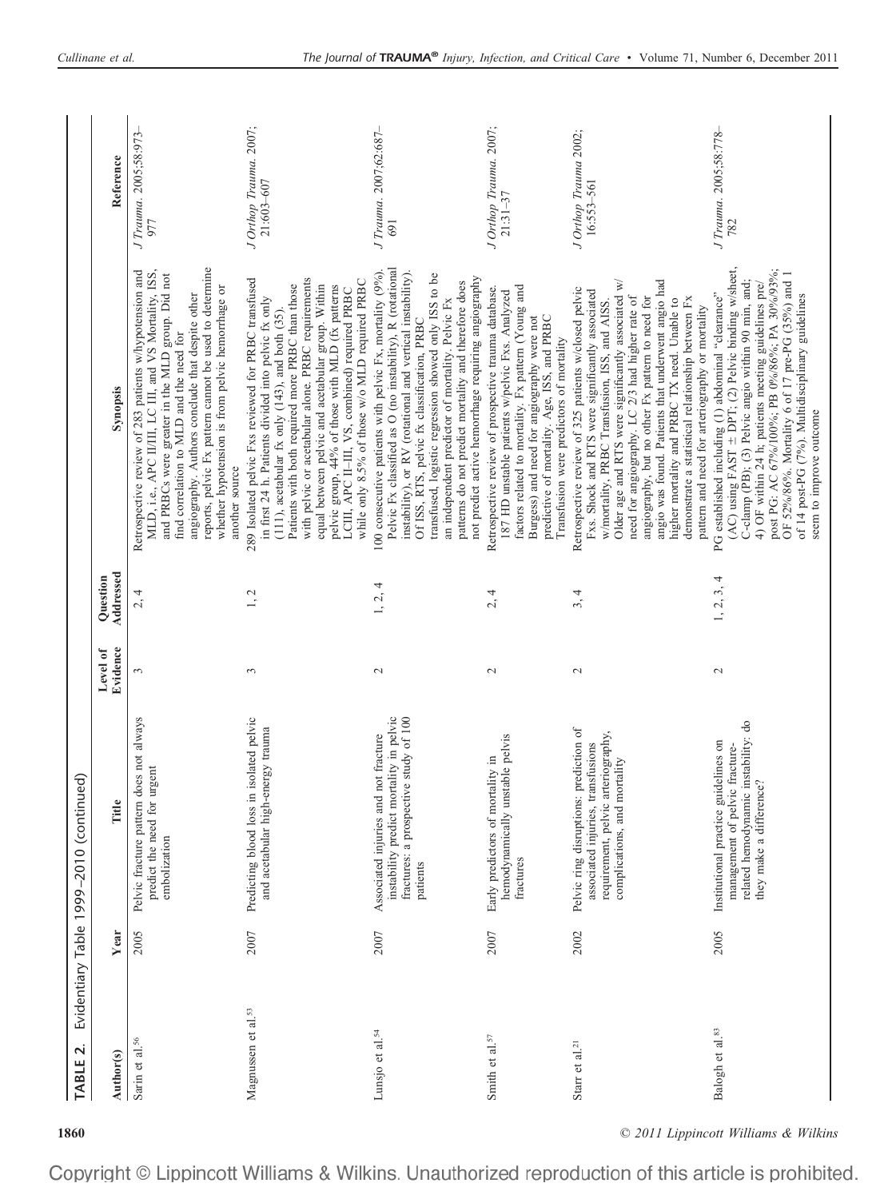**TABLE 2.** Evidentiary Table 1999–2010 (continued)

| Author(s) | Year | Title | Level of Evidence | Question Addressed | Synopsis | Reference |
|---|---|---|---|---|---|---|
| Sarin et al.[56] | 2005 | Pelvic fracture pattern does not always predict the need for urgent embolization | 3 | 2, 4 | Retrospective review of 283 patients w/hypotension and MLD, i.e., APC II/III, LC III, and VS Mortality, ISS, and PRBCs were greater in the MLD group. Did not find correlation to MLD and the need for angiography. Authors conclude that despite other reports, pelvic Fx pattern cannot be used to determine whether hypotension is from pelvic hemorrhage or another source | *J Trauma*. 2005;58:973–977 |
| Magnussen et al.[53] | 2007 | Predicting blood loss in isolated pelvic and acetabular high-energy trauma | 3 | 1, 2 | 289 Isolated pelvic Fxs reviewed for PRBC transfused in first 24 h. Patients divided into pelvic fx only (111), acetabular fx only (143), and both (35). Patients with both required more PRBC than those with pelvic or acetabular alone. PRBC requirements equal between pelvic and acetabular group. Within pelvic group, 44% of those with MLD (fx patterns LCIII, APC II–III, VS, combined) required PRBC while only 8.5% of those w/o MLD required PRBC | *J Orthop Trauma*. 2007;21:603–607 |
| Lunsjo et al.[54] | 2007 | Associated injuries and not fracture instability predict mortality in pelvic fractures: a prospective study of 100 patients | 2 | 1, 2, 4 | 100 consecutive patients with pelvic Fx, mortality (9%). Pelvic Fx classified as O (no instability), R (rotational instability), or RV (rotational and vertical instability). Of ISS, RTS, pelvic fx classification, PRBC transfused, logistic regression showed only ISS to be an independent predictor of mortality. Pelvic Fx patterns do not predict mortality and therefore does not predict active hemorrhage requiring angiography | *J Trauma*. 2007;62:687–691 |
| Smith et al.[57] | 2007 | Early predictors of mortality in hemodynamically unstable pelvis fractures | 2 | 2, 4 | Retrospective review of prospective trauma database. 187 HD unstable patients w/pelvic Fxs. Analyzed factors related to mortality. Fx pattern (Young and Burgess) and need for angiography were not predictive of mortality. Age, ISS, and PRBC Transfusion were predictors of mortality | *J Orthop Trauma*. 2007;21:31–37 |
| Starr et al.[21] | 2002 | Pelvic ring disruptions: prediction of associated injuries, transfusions requirement, pelvic arteriography, complications, and mortality | 2 | 3, 4 | Retrospective review of 325 patients w/closed pelvic Fxs. Shock and RTS were significantly associated w/mortality, PRBC Transfusion, ISS, and AISS. Older age and RTS were significantly associated w/ need for angiography. LC 2/3 had higher rate of angiography, but no other Fx pattern to need for angio was found. Patients that underwent angio had higher mortality and PRBC TX need. Unable to demonstrate a statistical relationship between Fx pattern and need for arteriography or mortality | *J Orthop Trauma* 2002;16:553–561 |
| Balogh et al.[83] | 2005 | Institutional practice guidelines on management of pelvic fracture-related hemodynamic instability: do they make a difference? | 2 | 1, 2, 3, 4 | PG established including (1) abdominal "clearance" (AC) using FAST ± DPT; (2) Pelvic binding w/sheet, C-clamp (PB); (3) Pelvic angio within 90 min, and; 4) OF within 24 h; patients meeting guidelines pre/post PG: AC 67%/100%; PB 0%/86%; PA 30%/93%; OF 52%/86%. Mortality 6 of 17 pre-PG (35%) and 1 of 14 post-PG (7%). Multidisciplinary guidelines seem to improve outcome | *J Trauma*. 2005;58:778–782 |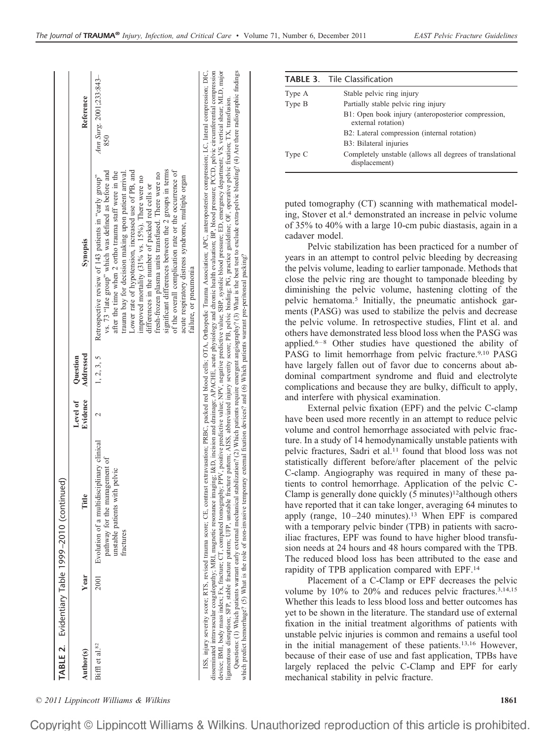**TABLE 2.** Evidentiary Table 1999–2010 (continued)

| Author(s) | Year | Title | Level of Evidence | Question Addressed | Synopsis | Reference |
|---|---|---|---|---|---|---|
| Biffl et al.[82] | 2001 | Evolution of a multidisciplinary clinical pathway for the management of unstable patients with pelvic fractures | 2 | 1, 2, 3, 5 | Retrospective review of 143 patients in "early group" vs. 73 "late group" which was defined as before and after the time when 2 ortho trauma staff were in the trauma bay for decision making upon patient arrival. Lower rate of hypotension, increased use of PB, and improved mortality (31% vs. 15%). There were no differences in the number of packed red cells or fresh-frozen plasma units transfused. There were no significant differences between the 2 groups in terms of the overall complication rate or the occurrence of acute respiratory distress syndrome, multiple organ failure, or pneumonia | *Ann Surg.* 2001;233:843–850 |

ISS, injury severity score; RTS, revised trauma score; CE, contrast extravasation; PRBC, packed red blood cells; OTA, Orthopedic Trauma Association; APC, anteroposterior compression; LC, lateral compression; DIC, disseminated intravascular coagulopathy; MRI, magnetic resonance imaging; I&D, incision and drainage; APACHE, acute physiology and chronic health evaluation; BP, blood pressure; PCCD, pelvic circumferential compression device; BMI, body mass index; Fx, fracture; CT, computed tomography; PPV, positive predictive value; NPV, negative predictive value; SBP, systolic blood pressure; ED, emergency department; VS, vertical shear; MLD, major ligamentous disruption; SFP, stable fracture pattern; UFP, unstable fracture pattern; AISS, abbreviated injury severity score; PB, pelvic binding; PG, practice guideline; OF, operative pelvic fixation; TX, transfusion.

Questions: (1) Which patients warrant early external mechanical stabilization? (2) Which patients require emergent angiography? (3) What is the best test to exclude extra-pelvic bleeding? (4) Are there radiographic findings which predict hemorrhage? (5) What is the role of non-invasive temporary external fixation devices? and (6) Which patients warrant pre-peritoneal packing?

**TABLE 3.** Tile Classification

| | |
|---|---|
| Type A | Stable pelvic ring injury |
| Type B | Partially stable pelvic ring injury |
| | B1: Open book injury (anteroposterior compression, external rotation) |
| | B2: Lateral compression (internal rotation) |
| | B3: Bilateral injuries |
| Type C | Completely unstable (allows all degrees of translational displacement) |

puted tomography (CT) scanning with mathematical modeling, Stover et al.[4] demonstrated an increase in pelvic volume of 35% to 40% with a large 10-cm pubic diastasis, again in a cadaver model.

Pelvic stabilization has been practiced for a number of years in an attempt to control pelvic bleeding by decreasing the pelvis volume, leading to earlier tamponade. Methods that close the pelvic ring are thought to tamponade bleeding by diminishing the pelvic volume, hastening clotting of the pelvic hematoma.[5] Initially, the pneumatic antishock garments (PASG) was used to stabilize the pelvis and decrease the pelvic volume. In retrospective studies, Flint et al. and others have demonstrated less blood loss when the PASG was applied.[6–8] Other studies have questioned the ability of PASG to limit hemorrhage from pelvic fracture.[9,10] PASG have largely fallen out of favor due to concerns about abdominal compartment syndrome and fluid and electrolyte complications and because they are bulky, difficult to apply, and interfere with physical examination.

External pelvic fixation (EPF) and the pelvic C-clamp have been used more recently in an attempt to reduce pelvic volume and control hemorrhage associated with pelvic fracture. In a study of 14 hemodynamically unstable patients with pelvic fractures, Sadri et al.[11] found that blood loss was not statistically different before/after placement of the pelvic C-clamp. Angiography was required in many of these patients to control hemorrhage. Application of the pelvic C-Clamp is generally done quickly (5 minutes)[12]although others have reported that it can take longer, averaging 64 minutes to apply (range, 10–240 minutes).[13] When EPF is compared with a temporary pelvic binder (TPB) in patients with sacroiliac fractures, EPF was found to have higher blood transfusion needs at 24 hours and 48 hours compared with the TPB. The reduced blood loss has been attributed to the ease and rapidity of TPB application compared with EPF.[14]

Placement of a C-Clamp or EPF decreases the pelvic volume by 10% to 20% and reduces pelvic fractures.[3,14,15] Whether this leads to less blood loss and better outcomes has yet to be shown in the literature. The standard use of external fixation in the initial treatment algorithms of patients with unstable pelvic injuries is common and remains a useful tool in the initial management of these patients.[13,16] However, because of their ease of use and fast application, TPBs have largely replaced the pelvic C-Clamp and EPF for early mechanical stability in pelvic fracture.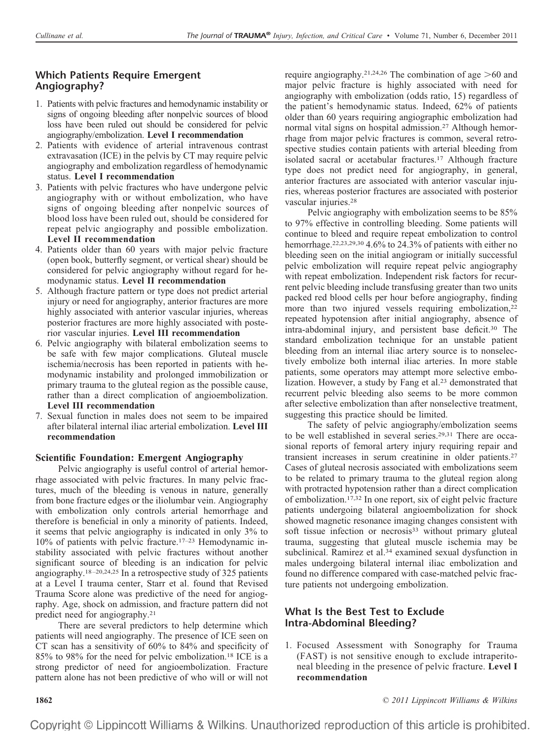## Which Patients Require Emergent Angiography?

1. Patients with pelvic fractures and hemodynamic instability or signs of ongoing bleeding after nonpelvic sources of blood loss have been ruled out should be considered for pelvic angiography/embolization. **Level I recommendation**
2. Patients with evidence of arterial intravenous contrast extravasation (ICE) in the pelvis by CT may require pelvic angiography and embolization regardless of hemodynamic status. **Level I recommendation**
3. Patients with pelvic fractures who have undergone pelvic angiography with or without embolization, who have signs of ongoing bleeding after nonpelvic sources of blood loss have been ruled out, should be considered for repeat pelvic angiography and possible embolization. **Level II recommendation**
4. Patients older than 60 years with major pelvic fracture (open book, butterfly segment, or vertical shear) should be considered for pelvic angiography without regard for hemodynamic status. **Level II recommendation**
5. Although fracture pattern or type does not predict arterial injury or need for angiography, anterior fractures are more highly associated with anterior vascular injuries, whereas posterior fractures are more highly associated with posterior vascular injuries. **Level III recommendation**
6. Pelvic angiography with bilateral embolization seems to be safe with few major complications. Gluteal muscle ischemia/necrosis has been reported in patients with hemodynamic instability and prolonged immobilization or primary trauma to the gluteal region as the possible cause, rather than a direct complication of angioembolization. **Level III recommendation**
7. Sexual function in males does not seem to be impaired after bilateral internal iliac arterial embolization. **Level III recommendation**

### Scientific Foundation: Emergent Angiography

Pelvic angiography is useful control of arterial hemorrhage associated with pelvic fractures. In many pelvic fractures, much of the bleeding is venous in nature, generally from bone fracture edges or the iliolumbar vein. Angiography with embolization only controls arterial hemorrhage and therefore is beneficial in only a minority of patients. Indeed, it seems that pelvic angiography is indicated in only 3% to 10% of patients with pelvic fracture.[17–23] Hemodynamic instability associated with pelvic fractures without another significant source of bleeding is an indication for pelvic angiography.[18–20,24,25] In a retrospective study of 325 patients at a Level I trauma center, Starr et al. found that Revised Trauma Score alone was predictive of the need for angiography. Age, shock on admission, and fracture pattern did not predict need for angiography.[21]

There are several predictors to help determine which patients will need angiography. The presence of ICE seen on CT scan has a sensitivity of 60% to 84% and specificity of 85% to 98% for the need for pelvic embolization.[18] ICE is a strong predictor of need for angioembolization. Fracture pattern alone has not been predictive of who will or will not require angiography.[21,24,26] The combination of age >60 and major pelvic fracture is highly associated with need for angiography with embolization (odds ratio, 15) regardless of the patient's hemodynamic status. Indeed, 62% of patients older than 60 years requiring angiographic embolization had normal vital signs on hospital admission.[27] Although hemorrhage from major pelvic fractures is common, several retrospective studies contain patients with arterial bleeding from isolated sacral or acetabular fractures.[17] Although fracture type does not predict need for angiography, in general, anterior fractures are associated with anterior vascular injuries, whereas posterior fractures are associated with posterior vascular injuries.[28]

Pelvic angiography with embolization seems to be 85% to 97% effective in controlling bleeding. Some patients will continue to bleed and require repeat embolization to control hemorrhage.[22,23,29,30] 4.6% to 24.3% of patients with either no bleeding seen on the initial angiogram or initially successful pelvic embolization will require repeat pelvic angiography with repeat embolization. Independent risk factors for recurrent pelvic bleeding include transfusing greater than two units packed red blood cells per hour before angiography, finding more than two injured vessels requiring embolization,[22] repeated hypotension after initial angiography, absence of intra-abdominal injury, and persistent base deficit.[30] The standard embolization technique for an unstable patient bleeding from an internal iliac artery source is to nonselectively embolize both internal iliac arteries. In more stable patients, some operators may attempt more selective embolization. However, a study by Fang et al.[23] demonstrated that recurrent pelvic bleeding also seems to be more common after selective embolization than after nonselective treatment, suggesting this practice should be limited.

The safety of pelvic angiography/embolization seems to be well established in several series.[29,31] There are occasional reports of femoral artery injury requiring repair and transient increases in serum creatinine in older patients.[27] Cases of gluteal necrosis associated with embolizations seem to be related to primary trauma to the gluteal region along with protracted hypotension rather than a direct complication of embolization.[17,32] In one report, six of eight pelvic fracture patients undergoing bilateral angioembolization for shock showed magnetic resonance imaging changes consistent with soft tissue infection or necrosis[33] without primary gluteal trauma, suggesting that gluteal muscle ischemia may be subclinical. Ramirez et al.[34] examined sexual dysfunction in males undergoing bilateral internal iliac embolization and found no difference compared with case-matched pelvic fracture patients not undergoing embolization.

## What Is the Best Test to Exclude Intra-Abdominal Bleeding?

1. Focused Assessment with Sonography for Trauma (FAST) is not sensitive enough to exclude intraperitoneal bleeding in the presence of pelvic fracture. **Level I recommendation**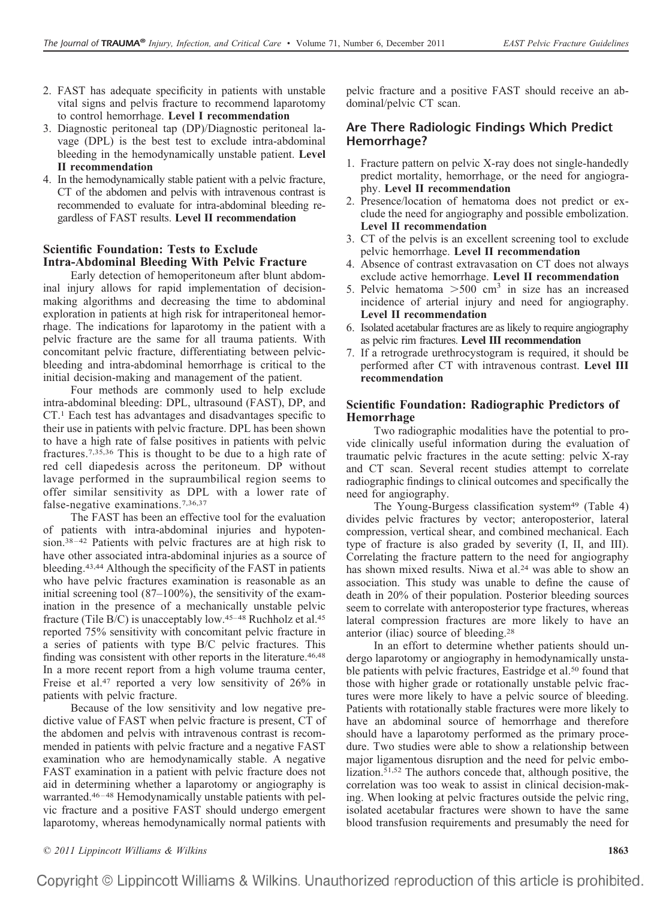2. FAST has adequate specificity in patients with unstable vital signs and pelvis fracture to recommend laparotomy to control hemorrhage. **Level I recommendation**
3. Diagnostic peritoneal tap (DP)/Diagnostic peritoneal lavage (DPL) is the best test to exclude intra-abdominal bleeding in the hemodynamically unstable patient. **Level II recommendation**
4. In the hemodynamically stable patient with a pelvic fracture, CT of the abdomen and pelvis with intravenous contrast is recommended to evaluate for intra-abdominal bleeding regardless of FAST results. **Level II recommendation**

### Scientific Foundation: Tests to Exclude Intra-Abdominal Bleeding With Pelvic Fracture

Early detection of hemoperitoneum after blunt abdominal injury allows for rapid implementation of decision-making algorithms and decreasing the time to abdominal exploration in patients at high risk for intraperitoneal hemorrhage. The indications for laparotomy in the patient with a pelvic fracture are the same for all trauma patients. With concomitant pelvic fracture, differentiating between pelvic-bleeding and intra-abdominal hemorrhage is critical to the initial decision-making and management of the patient.

Four methods are commonly used to help exclude intra-abdominal bleeding: DPL, ultrasound (FAST), DP, and CT.[1] Each test has advantages and disadvantages specific to their use in patients with pelvic fracture. DPL has been shown to have a high rate of false positives in patients with pelvic fractures.[7,35,36] This is thought to be due to a high rate of red cell diapedesis across the peritoneum. DP without lavage performed in the supraumbilical region seems to offer similar sensitivity as DPL with a lower rate of false-negative examinations.[7,36,37]

The FAST has been an effective tool for the evaluation of patients with intra-abdominal injuries and hypotension.[38–42] Patients with pelvic fractures are at high risk to have other associated intra-abdominal injuries as a source of bleeding.[43,44] Although the specificity of the FAST in patients who have pelvic fractures examination is reasonable as an initial screening tool (87–100%), the sensitivity of the examination in the presence of a mechanically unstable pelvic fracture (Tile B/C) is unacceptably low.[45–48] Ruchholz et al.[45] reported 75% sensitivity with concomitant pelvic fracture in a series of patients with type B/C pelvic fractures. This finding was consistent with other reports in the literature.[46,48] In a more recent report from a high volume trauma center, Freise et al.[47] reported a very low sensitivity of 26% in patients with pelvic fracture.

Because of the low sensitivity and low negative predictive value of FAST when pelvic fracture is present, CT of the abdomen and pelvis with intravenous contrast is recommended in patients with pelvic fracture and a negative FAST examination who are hemodynamically stable. A negative FAST examination in a patient with pelvic fracture does not aid in determining whether a laparotomy or angiography is warranted.[46–48] Hemodynamically unstable patients with pelvic fracture and a positive FAST should undergo emergent laparotomy, whereas hemodynamically normal patients with pelvic fracture and a positive FAST should receive an abdominal/pelvic CT scan.

## Are There Radiologic Findings Which Predict Hemorrhage?

1. Fracture pattern on pelvic X-ray does not single-handedly predict mortality, hemorrhage, or the need for angiography. **Level II recommendation**
2. Presence/location of hematoma does not predict or exclude the need for angiography and possible embolization. **Level II recommendation**
3. CT of the pelvis is an excellent screening tool to exclude pelvic hemorrhage. **Level II recommendation**
4. Absence of contrast extravasation on CT does not always exclude active hemorrhage. **Level II recommendation**
5. Pelvic hematoma $>500$ $cm^3$ in size has an increased incidence of arterial injury and need for angiography. **Level II recommendation**
6. Isolated acetabular fractures are as likely to require angiography as pelvic rim fractures. **Level III recommendation**
7. If a retrograde urethrocystogram is required, it should be performed after CT with intravenous contrast. **Level III recommendation**

### Scientific Foundation: Radiographic Predictors of Hemorrhage

Two radiographic modalities have the potential to provide clinically useful information during the evaluation of traumatic pelvic fractures in the acute setting: pelvic X-ray and CT scan. Several recent studies attempt to correlate radiographic findings to clinical outcomes and specifically the need for angiography.

The Young-Burgess classification system[49] (Table 4) divides pelvic fractures by vector; anteroposterior, lateral compression, vertical shear, and combined mechanical. Each type of fracture is also graded by severity (I, II, and III). Correlating the fracture pattern to the need for angiography has shown mixed results. Niwa et al.[24] was able to show an association. This study was unable to define the cause of death in 20% of their population. Posterior bleeding sources seem to correlate with anteroposterior type fractures, whereas lateral compression fractures are more likely to have an anterior (iliac) source of bleeding.[28]

In an effort to determine whether patients should undergo laparotomy or angiography in hemodynamically unstable patients with pelvic fractures, Eastridge et al.[50] found that those with higher grade or rotationally unstable pelvic fractures were more likely to have a pelvic source of bleeding. Patients with rotationally stable fractures were more likely to have an abdominal source of hemorrhage and therefore should have a laparotomy performed as the primary procedure. Two studies were able to show a relationship between major ligamentous disruption and the need for pelvic embolization.[51,52] The authors concede that, although positive, the correlation was too weak to assist in clinical decision-making. When looking at pelvic fractures outside the pelvic ring, isolated acetabular fractures were shown to have the same blood transfusion requirements and presumably the need for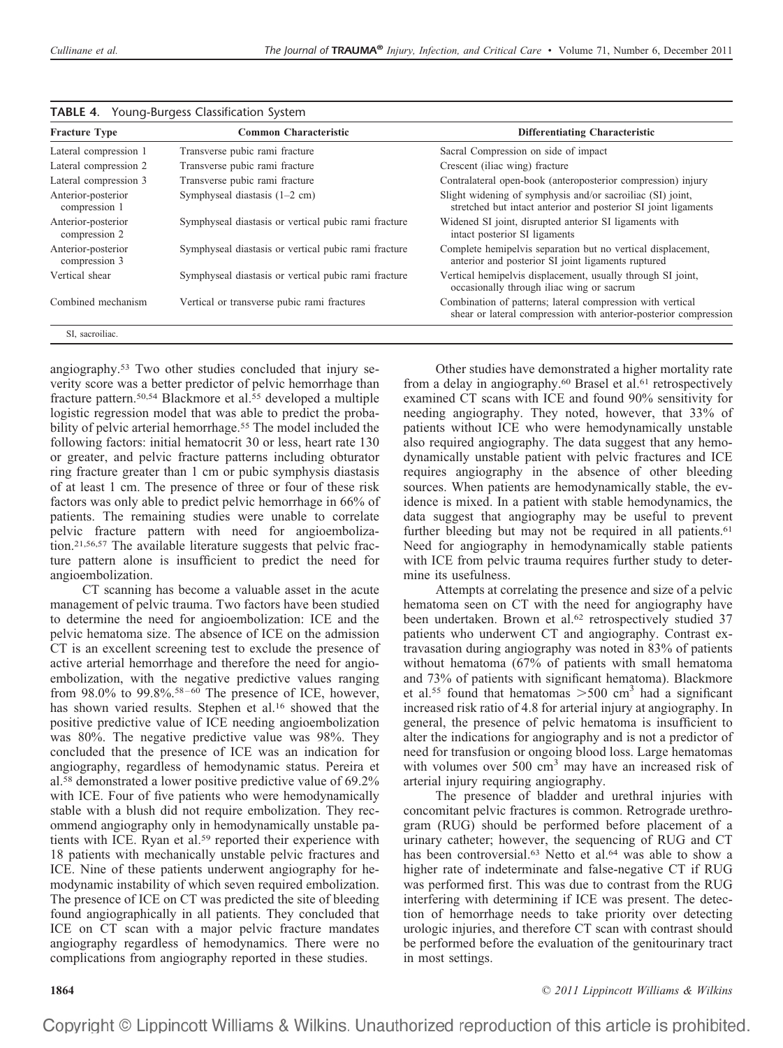**TABLE 4.** Young-Burgess Classification System

| Fracture Type | Common Characteristic | Differentiating Characteristic |
|---|---|---|
| Lateral compression 1 | Transverse pubic rami fracture | Sacral Compression on side of impact |
| Lateral compression 2 | Transverse pubic rami fracture | Crescent (iliac wing) fracture |
| Lateral compression 3 | Transverse pubic rami fracture | Contralateral open-book (anteroposterior compression) injury |
| Anterior-posterior compression 1 | Symphyseal diastasis (1–2 cm) | Slight widening of symphysis and/or sacroiliac (SI) joint, stretched but intact anterior and posterior SI joint ligaments |
| Anterior-posterior compression 2 | Symphyseal diastasis or vertical pubic rami fracture | Widened SI joint, disrupted anterior SI ligaments with intact posterior SI ligaments |
| Anterior-posterior compression 3 | Symphyseal diastasis or vertical pubic rami fracture | Complete hemipelvis separation but no vertical displacement, anterior and posterior SI joint ligaments ruptured |
| Vertical shear | Symphyseal diastasis or vertical pubic rami fracture | Vertical hemipelvis displacement, usually through SI joint, occasionally through iliac wing or sacrum |
| Combined mechanism | Vertical or transverse pubic rami fractures | Combination of patterns; lateral compression with vertical shear or lateral compression with anterior-posterior compression |

SI, sacroiliac.

angiography.[53] Two other studies concluded that injury severity score was a better predictor of pelvic hemorrhage than fracture pattern.[50,54] Blackmore et al.[55] developed a multiple logistic regression model that was able to predict the probability of pelvic arterial hemorrhage.[55] The model included the following factors: initial hematocrit 30 or less, heart rate 130 or greater, and pelvic fracture patterns including obturator ring fracture greater than 1 cm or pubic symphysis diastasis of at least 1 cm. The presence of three or four of these risk factors was only able to predict pelvic hemorrhage in 66% of patients. The remaining studies were unable to correlate pelvic fracture pattern with need for angioembolization.[21,56,57] The available literature suggests that pelvic fracture pattern alone is insufficient to predict the need for angioembolization.

CT scanning has become a valuable asset in the acute management of pelvic trauma. Two factors have been studied to determine the need for angioembolization: ICE and the pelvic hematoma size. The absence of ICE on the admission CT is an excellent screening test to exclude the presence of active arterial hemorrhage and therefore the need for angioembolization, with the negative predictive values ranging from 98.0% to 99.8%.[58–60] The presence of ICE, however, has shown varied results. Stephen et al.[16] showed that the positive predictive value of ICE needing angioembolization was 80%. The negative predictive value was 98%. They concluded that the presence of ICE was an indication for angiography, regardless of hemodynamic status. Pereira et al.[58] demonstrated a lower positive predictive value of 69.2% with ICE. Four of five patients who were hemodynamically stable with a blush did not require embolization. They recommend angiography only in hemodynamically unstable patients with ICE. Ryan et al.[59] reported their experience with 18 patients with mechanically unstable pelvic fractures and ICE. Nine of these patients underwent angiography for hemodynamic instability of which seven required embolization. The presence of ICE on CT was predicted the site of bleeding found angiographically in all patients. They concluded that ICE on CT scan with a major pelvic fracture mandates angiography regardless of hemodynamics. There were no complications from angiography reported in these studies.

Other studies have demonstrated a higher mortality rate from a delay in angiography.[60] Brasel et al.[61] retrospectively examined CT scans with ICE and found 90% sensitivity for needing angiography. They noted, however, that 33% of patients without ICE who were hemodynamically unstable also required angiography. The data suggest that any hemodynamically unstable patient with pelvic fractures and ICE requires angiography in the absence of other bleeding sources. When patients are hemodynamically stable, the evidence is mixed. In a patient with stable hemodynamics, the data suggest that angiography may be useful to prevent further bleeding but may not be required in all patients.[61] Need for angiography in hemodynamically stable patients with ICE from pelvic trauma requires further study to determine its usefulness.

Attempts at correlating the presence and size of a pelvic hematoma seen on CT with the need for angiography have been undertaken. Brown et al.[62] retrospectively studied 37 patients who underwent CT and angiography. Contrast extravasation during angiography was noted in 83% of patients without hematoma (67% of patients with small hematoma and 73% of patients with significant hematoma). Blackmore et al.[55] found that hematomas $>500$ cm$^3$ had a significant increased risk ratio of 4.8 for arterial injury at angiography. In general, the presence of pelvic hematoma is insufficient to alter the indications for angiography and is not a predictor of need for transfusion or ongoing blood loss. Large hematomas with volumes over 500 cm$^3$ may have an increased risk of arterial injury requiring angiography.

The presence of bladder and urethral injuries with concomitant pelvic fractures is common. Retrograde urethrogram (RUG) should be performed before placement of a urinary catheter; however, the sequencing of RUG and CT has been controversial.[63] Netto et al.[64] was able to show a higher rate of indeterminate and false-negative CT if RUG was performed first. This was due to contrast from the RUG interfering with determining if ICE was present. The detection of hemorrhage needs to take priority over detecting urologic injuries, and therefore CT scan with contrast should be performed before the evaluation of the genitourinary tract in most settings.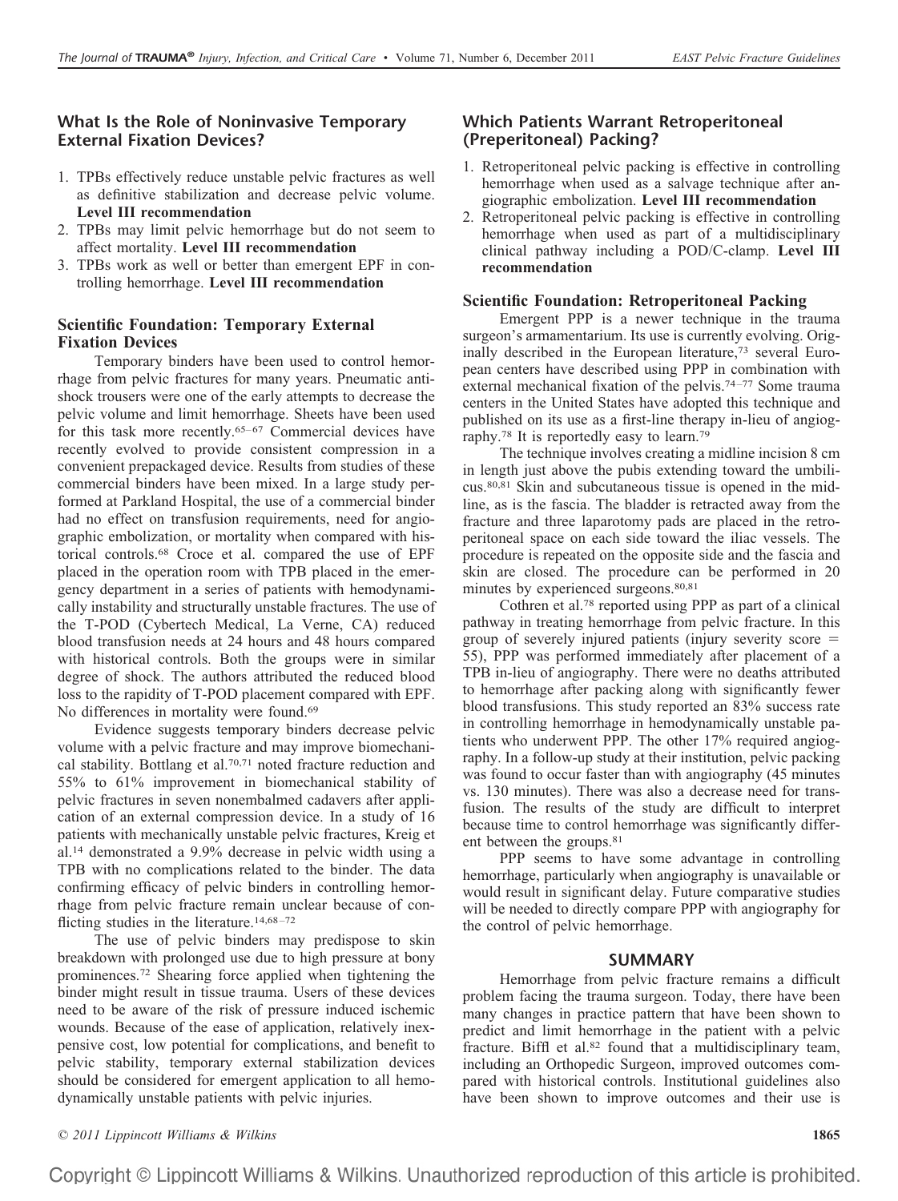## What Is the Role of Noninvasive Temporary External Fixation Devices?

1. TPBs effectively reduce unstable pelvic fractures as well as definitive stabilization and decrease pelvic volume. **Level III recommendation**
2. TPBs may limit pelvic hemorrhage but do not seem to affect mortality. **Level III recommendation**
3. TPBs work as well or better than emergent EPF in controlling hemorrhage. **Level III recommendation**

### Scientific Foundation: Temporary External Fixation Devices

Temporary binders have been used to control hemorrhage from pelvic fractures for many years. Pneumatic antishock trousers were one of the early attempts to decrease the pelvic volume and limit hemorrhage. Sheets have been used for this task more recently.[65–67] Commercial devices have recently evolved to provide consistent compression in a convenient prepackaged device. Results from studies of these commercial binders have been mixed. In a large study performed at Parkland Hospital, the use of a commercial binder had no effect on transfusion requirements, need for angiographic embolization, or mortality when compared with historical controls.[68] Croce et al. compared the use of EPF placed in the operation room with TPB placed in the emergency department in a series of patients with hemodynamically instability and structurally unstable fractures. The use of the T-POD (Cybertech Medical, La Verne, CA) reduced blood transfusion needs at 24 hours and 48 hours compared with historical controls. Both the groups were in similar degree of shock. The authors attributed the reduced blood loss to the rapidity of T-POD placement compared with EPF. No differences in mortality were found.[69]

Evidence suggests temporary binders decrease pelvic volume with a pelvic fracture and may improve biomechanical stability. Bottlang et al.[70,71] noted fracture reduction and 55% to 61% improvement in biomechanical stability of pelvic fractures in seven nonembalmed cadavers after application of an external compression device. In a study of 16 patients with mechanically unstable pelvic fractures, Kreig et al.[14] demonstrated a 9.9% decrease in pelvic width using a TPB with no complications related to the binder. The data confirming efficacy of pelvic binders in controlling hemorrhage from pelvic fracture remain unclear because of conflicting studies in the literature.[14,68–72]

The use of pelvic binders may predispose to skin breakdown with prolonged use due to high pressure at bony prominences.[72] Shearing force applied when tightening the binder might result in tissue trauma. Users of these devices need to be aware of the risk of pressure induced ischemic wounds. Because of the ease of application, relatively inexpensive cost, low potential for complications, and benefit to pelvic stability, temporary external stabilization devices should be considered for emergent application to all hemodynamically unstable patients with pelvic injuries.

## Which Patients Warrant Retroperitoneal (Preperitoneal) Packing?

1. Retroperitoneal pelvic packing is effective in controlling hemorrhage when used as a salvage technique after angiographic embolization. **Level III recommendation**
2. Retroperitoneal pelvic packing is effective in controlling hemorrhage when used as part of a multidisciplinary clinical pathway including a POD/C-clamp. **Level III recommendation**

### Scientific Foundation: Retroperitoneal Packing

Emergent PPP is a newer technique in the trauma surgeon's armamentarium. Its use is currently evolving. Originally described in the European literature,[73] several European centers have described using PPP in combination with external mechanical fixation of the pelvis.[74–77] Some trauma centers in the United States have adopted this technique and published on its use as a first-line therapy in-lieu of angiography.[78] It is reportedly easy to learn.[79]

The technique involves creating a midline incision 8 cm in length just above the pubis extending toward the umbilicus.[80,81] Skin and subcutaneous tissue is opened in the midline, as is the fascia. The bladder is retracted away from the fracture and three laparotomy pads are placed in the retroperitoneal space on each side toward the iliac vessels. The procedure is repeated on the opposite side and the fascia and skin are closed. The procedure can be performed in 20 minutes by experienced surgeons.[80,81]

Cothren et al.[78] reported using PPP as part of a clinical pathway in treating hemorrhage from pelvic fracture. In this group of severely injured patients (injury severity score = 55), PPP was performed immediately after placement of a TPB in-lieu of angiography. There were no deaths attributed to hemorrhage after packing along with significantly fewer blood transfusions. This study reported an 83% success rate in controlling hemorrhage in hemodynamically unstable patients who underwent PPP. The other 17% required angiography. In a follow-up study at their institution, pelvic packing was found to occur faster than with angiography (45 minutes vs. 130 minutes). There was also a decrease need for transfusion. The results of the study are difficult to interpret because time to control hemorrhage was significantly different between the groups.[81]

PPP seems to have some advantage in controlling hemorrhage, particularly when angiography is unavailable or would result in significant delay. Future comparative studies will be needed to directly compare PPP with angiography for the control of pelvic hemorrhage.

## SUMMARY

Hemorrhage from pelvic fracture remains a difficult problem facing the trauma surgeon. Today, there have been many changes in practice pattern that have been shown to predict and limit hemorrhage in the patient with a pelvic fracture. Biffl et al.[82] found that a multidisciplinary team, including an Orthopedic Surgeon, improved outcomes compared with historical controls. Institutional guidelines also have been shown to improve outcomes and their use is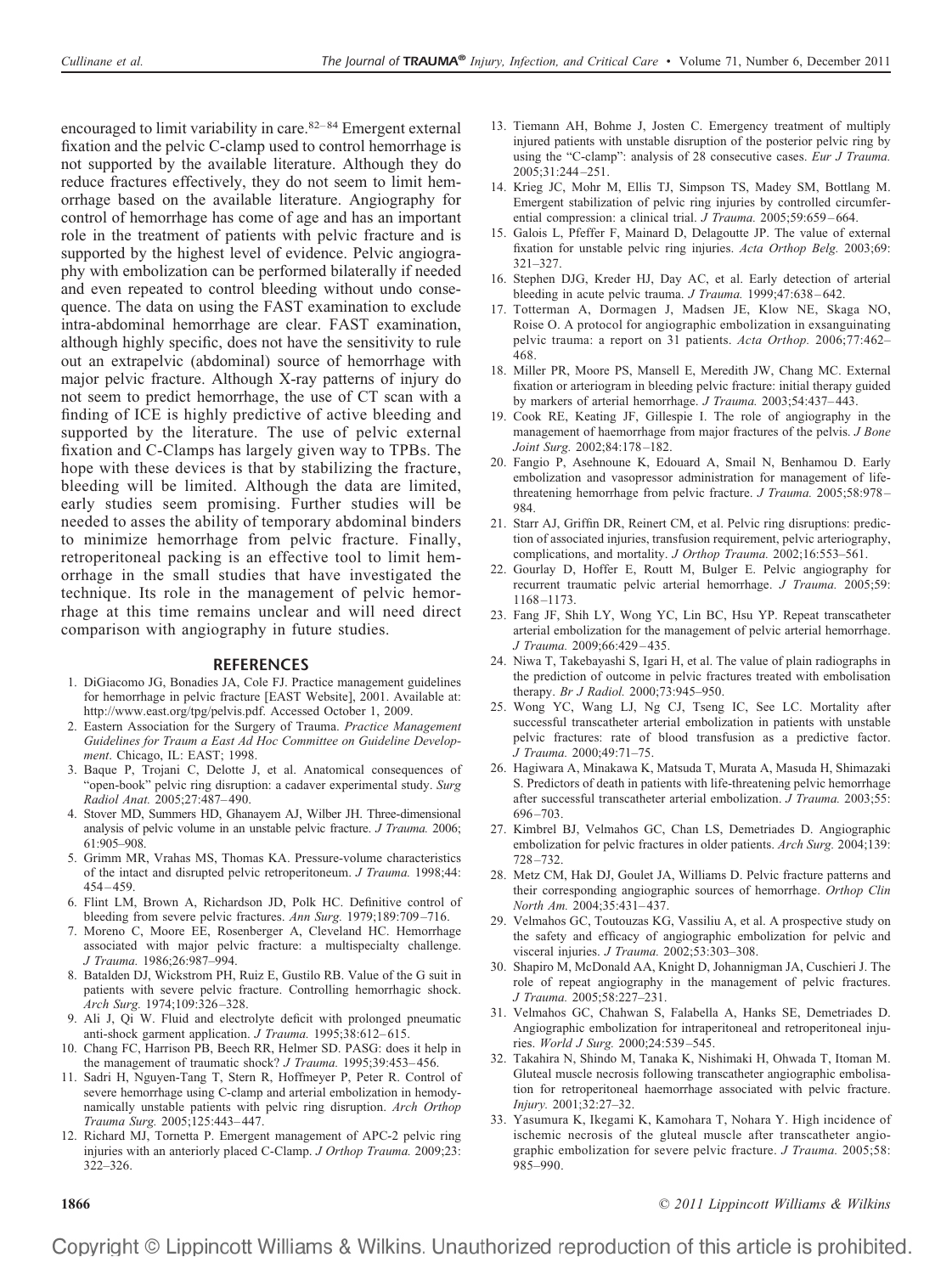encouraged to limit variability in care.[82–84] Emergent external fixation and the pelvic C-clamp used to control hemorrhage is not supported by the available literature. Although they do reduce fractures effectively, they do not seem to limit hemorrhage based on the available literature. Angiography for control of hemorrhage has come of age and has an important role in the treatment of patients with pelvic fracture and is supported by the highest level of evidence. Pelvic angiography with embolization can be performed bilaterally if needed and even repeated to control bleeding without undo consequence. The data on using the FAST examination to exclude intra-abdominal hemorrhage are clear. FAST examination, although highly specific, does not have the sensitivity to rule out an extrapelvic (abdominal) source of hemorrhage with major pelvic fracture. Although X-ray patterns of injury do not seem to predict hemorrhage, the use of CT scan with a finding of ICE is highly predictive of active bleeding and supported by the literature. The use of pelvic external fixation and C-Clamps has largely given way to TPBs. The hope with these devices is that by stabilizing the fracture, bleeding will be limited. Although the data are limited, early studies seem promising. Further studies will be needed to asses the ability of temporary abdominal binders to minimize hemorrhage from pelvic fracture. Finally, retroperitoneal packing is an effective tool to limit hemorrhage in the small studies that have investigated the technique. Its role in the management of pelvic hemorrhage at this time remains unclear and will need direct comparison with angiography in future studies.

## REFERENCES

1. DiGiacomo JG, Bonadies JA, Cole FJ. Practice management guidelines for hemorrhage in pelvic fracture [EAST Website], 2001. Available at: http://www.east.org/tpg/pelvis.pdf. Accessed October 1, 2009.
2. Eastern Association for the Surgery of Trauma. *Practice Management Guidelines for Traum a East Ad Hoc Committee on Guideline Development*. Chicago, IL: EAST; 1998.
3. Baque P, Trojani C, Delotte J, et al. Anatomical consequences of "open-book" pelvic ring disruption: a cadaver experimental study. *Surg Radiol Anat.* 2005;27:487–490.
4. Stover MD, Summers HD, Ghanayem AJ, Wilber JH. Three-dimensional analysis of pelvic volume in an unstable pelvic fracture. *J Trauma.* 2006; 61:905–908.
5. Grimm MR, Vrahas MS, Thomas KA. Pressure-volume characteristics of the intact and disrupted pelvic retroperitoneum. *J Trauma.* 1998;44: 454–459.
6. Flint LM, Brown A, Richardson JD, Polk HC. Definitive control of bleeding from severe pelvic fractures. *Ann Surg.* 1979;189:709–716.
7. Moreno C, Moore EE, Rosenberger A, Cleveland HC. Hemorrhage associated with major pelvic fracture: a multispecialty challenge. *J Trauma.* 1986;26:987–994.
8. Batalden DJ, Wickstrom PH, Ruiz E, Gustilo RB. Value of the G suit in patients with severe pelvic fracture. Controlling hemorrhagic shock. *Arch Surg.* 1974;109:326–328.
9. Ali J, Qi W. Fluid and electrolyte deficit with prolonged pneumatic anti-shock garment application. *J Trauma.* 1995;38:612–615.
10. Chang FC, Harrison PB, Beech RR, Helmer SD. PASG: does it help in the management of traumatic shock? *J Trauma.* 1995;39:453–456.
11. Sadri H, Nguyen-Tang T, Stern R, Hoffmeyer P, Peter R. Control of severe hemorrhage using C-clamp and arterial embolization in hemodynamically unstable patients with pelvic ring disruption. *Arch Orthop Trauma Surg.* 2005;125:443–447.
12. Richard MJ, Tornetta P. Emergent management of APC-2 pelvic ring injuries with an anteriorly placed C-Clamp. *J Orthop Trauma.* 2009;23: 322–326.
13. Tiemann AH, Bohme J, Josten C. Emergency treatment of multiply injured patients with unstable disruption of the posterior pelvic ring by using the "C-clamp": analysis of 28 consecutive cases. *Eur J Trauma.* 2005;31:244–251.
14. Krieg JC, Mohr M, Ellis TJ, Simpson TS, Madey SM, Bottlang M. Emergent stabilization of pelvic ring injuries by controlled circumferential compression: a clinical trial. *J Trauma.* 2005;59:659–664.
15. Galois L, Pfeffer F, Mainard D, Delagoutte JP. The value of external fixation for unstable pelvic ring injuries. *Acta Orthop Belg.* 2003;69: 321–327.
16. Stephen DJG, Kreder HJ, Day AC, et al. Early detection of arterial bleeding in acute pelvic trauma. *J Trauma.* 1999;47:638–642.
17. Totterman A, Dormagen J, Madsen JE, Klow NE, Skaga NO, Roise O. A protocol for angiographic embolization in exsanguinating pelvic trauma: a report on 31 patients. *Acta Orthop.* 2006;77:462–468.
18. Miller PR, Moore PS, Mansell E, Meredith JW, Chang MC. External fixation or arteriogram in bleeding pelvic fracture: initial therapy guided by markers of arterial hemorrhage. *J Trauma.* 2003;54:437–443.
19. Cook RE, Keating JF, Gillespie I. The role of angiography in the management of haemorrhage from major fractures of the pelvis. *J Bone Joint Surg.* 2002;84:178–182.
20. Fangio P, Asehnoune K, Edouard A, Smail N, Benhamou D. Early embolization and vasopressor administration for management of life-threatening hemorrhage from pelvic fracture. *J Trauma.* 2005;58:978–984.
21. Starr AJ, Griffin DR, Reinert CM, et al. Pelvic ring disruptions: prediction of associated injuries, transfusion requirement, pelvic arteriography, complications, and mortality. *J Orthop Trauma.* 2002;16:553–561.
22. Gourlay D, Hoffer E, Routt M, Bulger E. Pelvic angiography for recurrent traumatic pelvic arterial hemorrhage. *J Trauma.* 2005;59: 1168–1173.
23. Fang JF, Shih LY, Wong YC, Lin BC, Hsu YP. Repeat transcatheter arterial embolization for the management of pelvic arterial hemorrhage. *J Trauma.* 2009;66:429–435.
24. Niwa T, Takebayashi S, Igari H, et al. The value of plain radiographs in the prediction of outcome in pelvic fractures treated with embolisation therapy. *Br J Radiol.* 2000;73:945–950.
25. Wong YC, Wang LJ, Ng CJ, Tseng IC, See LC. Mortality after successful transcatheter arterial embolization in patients with unstable pelvic fractures: rate of blood transfusion as a predictive factor. *J Trauma.* 2000;49:71–75.
26. Hagiwara A, Minakawa K, Matsuda T, Murata A, Masuda H, Shimazaki S. Predictors of death in patients with life-threatening pelvic hemorrhage after successful transcatheter arterial embolization. *J Trauma.* 2003;55: 696–703.
27. Kimbrel BJ, Velmahos GC, Chan LS, Demetriades D. Angiographic embolization for pelvic fractures in older patients. *Arch Surg.* 2004;139: 728–732.
28. Metz CM, Hak DJ, Goulet JA, Williams D. Pelvic fracture patterns and their corresponding angiographic sources of hemorrhage. *Orthop Clin North Am.* 2004;35:431–437.
29. Velmahos GC, Toutouzas KG, Vassiliu A, et al. A prospective study on the safety and efficacy of angiographic embolization for pelvic and visceral injuries. *J Trauma.* 2002;53:303–308.
30. Shapiro M, McDonald AA, Knight D, Johannigman JA, Cuschieri J. The role of repeat angiography in the management of pelvic fractures. *J Trauma.* 2005;58:227–231.
31. Velmahos GC, Chahwan S, Falabella A, Hanks SE, Demetriades D. Angiographic embolization for intraperitoneal and retroperitoneal injuries. *World J Surg.* 2000;24:539–545.
32. Takahira N, Shindo M, Tanaka K, Nishimaki H, Ohwada T, Itoman M. Gluteal muscle necrosis following transcatheter angiographic embolisation for retroperitoneal haemorrhage associated with pelvic fracture. *Injury.* 2001;32:27–32.
33. Yasumura K, Ikegami K, Kamohara T, Nohara Y. High incidence of ischemic necrosis of the gluteal muscle after transcatheter angiographic embolization for severe pelvic fracture. *J Trauma.* 2005;58: 985–990.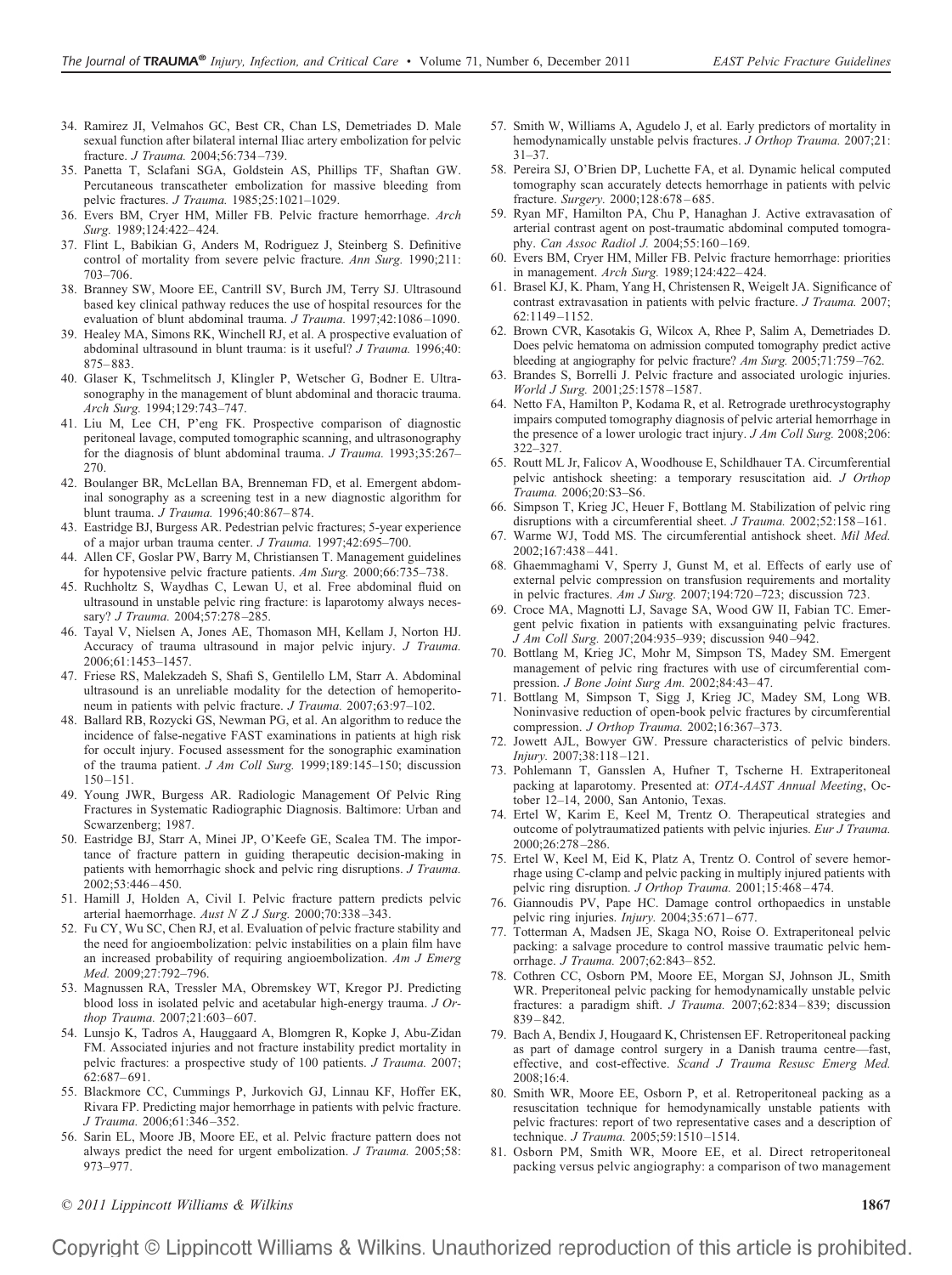34. Ramirez JI, Velmahos GC, Best CR, Chan LS, Demetriades D. Male sexual function after bilateral internal Iliac artery embolization for pelvic fracture. *J Trauma.* 2004;56:734–739.
35. Panetta T, Sclafani SGA, Goldstein AS, Phillips TF, Shaftan GW. Percutaneous transcatheter embolization for massive bleeding from pelvic fractures. *J Trauma.* 1985;25:1021–1029.
36. Evers BM, Cryer HM, Miller FB. Pelvic fracture hemorrhage. *Arch Surg.* 1989;124:422–424.
37. Flint L, Babikian G, Anders M, Rodriguez J, Steinberg S. Definitive control of mortality from severe pelvic fracture. *Ann Surg.* 1990;211: 703–706.
38. Branney SW, Moore EE, Cantrill SV, Burch JM, Terry SJ. Ultrasound based key clinical pathway reduces the use of hospital resources for the evaluation of blunt abdominal trauma. *J Trauma.* 1997;42:1086–1090.
39. Healey MA, Simons RK, Winchell RJ, et al. A prospective evaluation of abdominal ultrasound in blunt trauma: is it useful? *J Trauma.* 1996;40: 875–883.
40. Glaser K, Tschmelitsch J, Klingler P, Wetscher G, Bodner E. Ultrasonography in the management of blunt abdominal and thoracic trauma. *Arch Surg.* 1994;129:743–747.
41. Liu M, Lee CH, P'eng FK. Prospective comparison of diagnostic peritoneal lavage, computed tomographic scanning, and ultrasonography for the diagnosis of blunt abdominal trauma. *J Trauma.* 1993;35:267–270.
42. Boulanger BR, McLellan BA, Brenneman FD, et al. Emergent abdominal sonography as a screening test in a new diagnostic algorithm for blunt trauma. *J Trauma.* 1996;40:867–874.
43. Eastridge BJ, Burgess AR. Pedestrian pelvic fractures; 5-year experience of a major urban trauma center. *J Trauma.* 1997;42:695–700.
44. Allen CF, Goslar PW, Barry M, Christiansen T. Management guidelines for hypotensive pelvic fracture patients. *Am Surg.* 2000;66:735–738.
45. Ruchholtz S, Waydhas C, Lewan U, et al. Free abdominal fluid on ultrasound in unstable pelvic ring fracture: is laparotomy always necessary? *J Trauma.* 2004;57:278–285.
46. Tayal V, Nielsen A, Jones AE, Thomason MH, Kellam J, Norton HJ. Accuracy of trauma ultrasound in major pelvic injury. *J Trauma.* 2006;61:1453–1457.
47. Friese RS, Malekzadeh S, Shafi S, Gentilello LM, Starr A. Abdominal ultrasound is an unreliable modality for the detection of hemoperitoneum in patients with pelvic fracture. *J Trauma.* 2007;63:97–102.
48. Ballard RB, Rozycki GS, Newman PG, et al. An algorithm to reduce the incidence of false-negative FAST examinations in patients at high risk for occult injury. Focused assessment for the sonographic examination of the trauma patient. *J Am Coll Surg.* 1999;189:145–150; discussion 150–151.
49. Young JWR, Burgess AR. Radiologic Management Of Pelvic Ring Fractures in Systematic Radiographic Diagnosis. Baltimore: Urban and Scwarzenberg; 1987.
50. Eastridge BJ, Starr A, Minei JP, O'Keefe GE, Scalea TM. The importance of fracture pattern in guiding therapeutic decision-making in patients with hemorrhagic shock and pelvic ring disruptions. *J Trauma.* 2002;53:446–450.
51. Hamill J, Holden A, Civil I. Pelvic fracture pattern predicts pelvic arterial haemorrhage. *Aust N Z J Surg.* 2000;70:338–343.
52. Fu CY, Wu SC, Chen RJ, et al. Evaluation of pelvic fracture stability and the need for angioembolization: pelvic instabilities on a plain film have an increased probability of requiring angioembolization. *Am J Emerg Med.* 2009;27:792–796.
53. Magnussen RA, Tressler MA, Obremskey WT, Kregor PJ. Predicting blood loss in isolated pelvic and acetabular high-energy trauma. *J Orthop Trauma.* 2007;21:603–607.
54. Lunsjo K, Tadros A, Hauggaard A, Blomgren R, Kopke J, Abu-Zidan FM. Associated injuries and not fracture instability predict mortality in pelvic fractures: a prospective study of 100 patients. *J Trauma.* 2007; 62:687–691.
55. Blackmore CC, Cummings P, Jurkovich GJ, Linnau KF, Hoffer EK, Rivara FP. Predicting major hemorrhage in patients with pelvic fracture. *J Trauma.* 2006;61:346–352.
56. Sarin EL, Moore JB, Moore EE, et al. Pelvic fracture pattern does not always predict the need for urgent embolization. *J Trauma.* 2005;58: 973–977.
57. Smith W, Williams A, Agudelo J, et al. Early predictors of mortality in hemodynamically unstable pelvis fractures. *J Orthop Trauma.* 2007;21: 31–37.
58. Pereira SJ, O'Brien DP, Luchette FA, et al. Dynamic helical computed tomography scan accurately detects hemorrhage in patients with pelvic fracture. *Surgery.* 2000;128:678–685.
59. Ryan MF, Hamilton PA, Chu P, Hanaghan J. Active extravasation of arterial contrast agent on post-traumatic abdominal computed tomography. *Can Assoc Radiol J.* 2004;55:160–169.
60. Evers BM, Cryer HM, Miller FB. Pelvic fracture hemorrhage: priorities in management. *Arch Surg.* 1989;124:422–424.
61. Brasel KJ, K. Pham, Yang H, Christensen R, Weigelt JA. Significance of contrast extravasation in patients with pelvic fracture. *J Trauma.* 2007; 62:1149–1152.
62. Brown CVR, Kasotakis G, Wilcox A, Rhee P, Salim A, Demetriades D. Does pelvic hematoma on admission computed tomography predict active bleeding at angiography for pelvic fracture? *Am Surg.* 2005;71:759–762.
63. Brandes S, Borrelli J. Pelvic fracture and associated urologic injuries. *World J Surg.* 2001;25:1578–1587.
64. Netto FA, Hamilton P, Kodama R, et al. Retrograde urethrocystography impairs computed tomography diagnosis of pelvic arterial hemorrhage in the presence of a lower urologic tract injury. *J Am Coll Surg.* 2008;206: 322–327.
65. Routt ML Jr, Falicov A, Woodhouse E, Schildhauer TA. Circumferential pelvic antishock sheeting: a temporary resuscitation aid. *J Orthop Trauma.* 2006;20:S3–S6.
66. Simpson T, Krieg JC, Heuer F, Bottlang M. Stabilization of pelvic ring disruptions with a circumferential sheet. *J Trauma.* 2002;52:158–161.
67. Warme WJ, Todd MS. The circumferential antishock sheet. *Mil Med.* 2002;167:438–441.
68. Ghaemmaghami V, Sperry J, Gunst M, et al. Effects of early use of external pelvic compression on transfusion requirements and mortality in pelvic fractures. *Am J Surg.* 2007;194:720–723; discussion 723.
69. Croce MA, Magnotti LJ, Savage SA, Wood GW II, Fabian TC. Emergent pelvic fixation in patients with exsanguinating pelvic fractures. *J Am Coll Surg.* 2007;204:935–939; discussion 940–942.
70. Bottlang M, Krieg JC, Mohr M, Simpson TS, Madey SM. Emergent management of pelvic ring fractures with use of circumferential compression. *J Bone Joint Surg Am.* 2002;84:43–47.
71. Bottlang M, Simpson T, Sigg J, Krieg JC, Madey SM, Long WB. Noninvasive reduction of open-book pelvic fractures by circumferential compression. *J Orthop Trauma.* 2002;16:367–373.
72. Jowett AJL, Bowyer GW. Pressure characteristics of pelvic binders. *Injury.* 2007;38:118–121.
73. Pohlemann T, Gansslen A, Hufner T, Tscherne H. Extraperitoneal packing at laparotomy. Presented at: *OTA-AAST Annual Meeting*, October 12–14, 2000, San Antonio, Texas.
74. Ertel W, Karim E, Keel M, Trentz O. Therapeutical strategies and outcome of polytraumatized patients with pelvic injuries. *Eur J Trauma.* 2000;26:278–286.
75. Ertel W, Keel M, Eid K, Platz A, Trentz O. Control of severe hemorrhage using C-clamp and pelvic packing in multiply injured patients with pelvic ring disruption. *J Orthop Trauma.* 2001;15:468–474.
76. Giannoudis PV, Pape HC. Damage control orthopaedics in unstable pelvic ring injuries. *Injury.* 2004;35:671–677.
77. Totterman A, Madsen JE, Skaga NO, Roise O. Extraperitoneal pelvic packing: a salvage procedure to control massive traumatic pelvic hemorrhage. *J Trauma.* 2007;62:843–852.
78. Cothren CC, Osborn PM, Moore EE, Morgan SJ, Johnson JL, Smith WR. Preperitoneal pelvic packing for hemodynamically unstable pelvic fractures: a paradigm shift. *J Trauma.* 2007;62:834–839; discussion 839–842.
79. Bach A, Bendix J, Hougaard K, Christensen EF. Retroperitoneal packing as part of damage control surgery in a Danish trauma centre—fast, effective, and cost-effective. *Scand J Trauma Resusc Emerg Med.* 2008;16:4.
80. Smith WR, Moore EE, Osborn P, et al. Retroperitoneal packing as a resuscitation technique for hemodynamically unstable patients with pelvic fractures: report of two representative cases and a description of technique. *J Trauma.* 2005;59:1510–1514.
81. Osborn PM, Smith WR, Moore EE, et al. Direct retroperitoneal packing versus pelvic angiography: a comparison of two management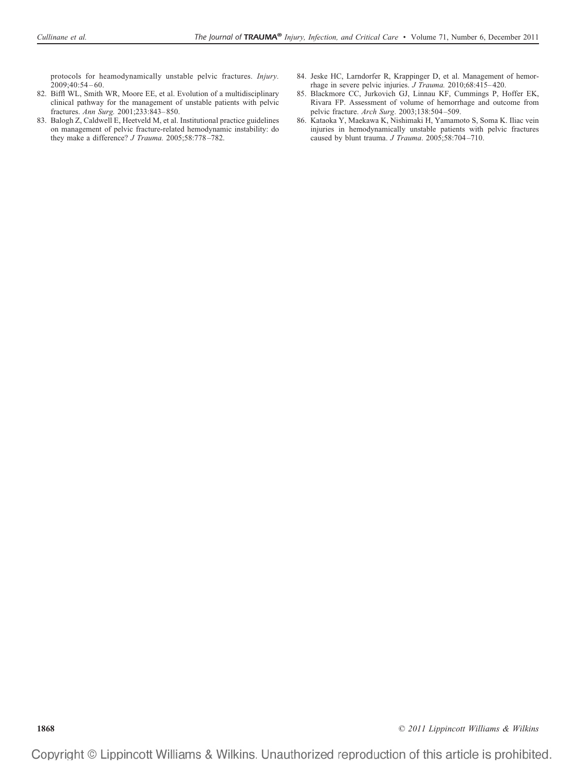protocols for heamodynamically unstable pelvic fractures. *Injury.* 2009;40:54–60.

82. Biffl WL, Smith WR, Moore EE, et al. Evolution of a multidisciplinary clinical pathway for the management of unstable patients with pelvic fractures. *Ann Surg.* 2001;233:843–850.
83. Balogh Z, Caldwell E, Heetveld M, et al. Institutional practice guidelines on management of pelvic fracture-related hemodynamic instability: do they make a difference? *J Trauma.* 2005;58:778–782.
84. Jeske HC, Larndorfer R, Krappinger D, et al. Management of hemorrhage in severe pelvic injuries. *J Trauma.* 2010;68:415–420.
85. Blackmore CC, Jurkovich GJ, Linnau KF, Cummings P, Hoffer EK, Rivara FP. Assessment of volume of hemorrhage and outcome from pelvic fracture. *Arch Surg*. 2003;138:504–509.
86. Kataoka Y, Maekawa K, Nishimaki H, Yamamoto S, Soma K. Iliac vein injuries in hemodynamically unstable patients with pelvic fractures caused by blunt trauma. *J Trauma*. 2005;58:704–710.

Copyright © Lippincott Williams & Wilkins. Unauthorized reproduction of this article is prohibited.